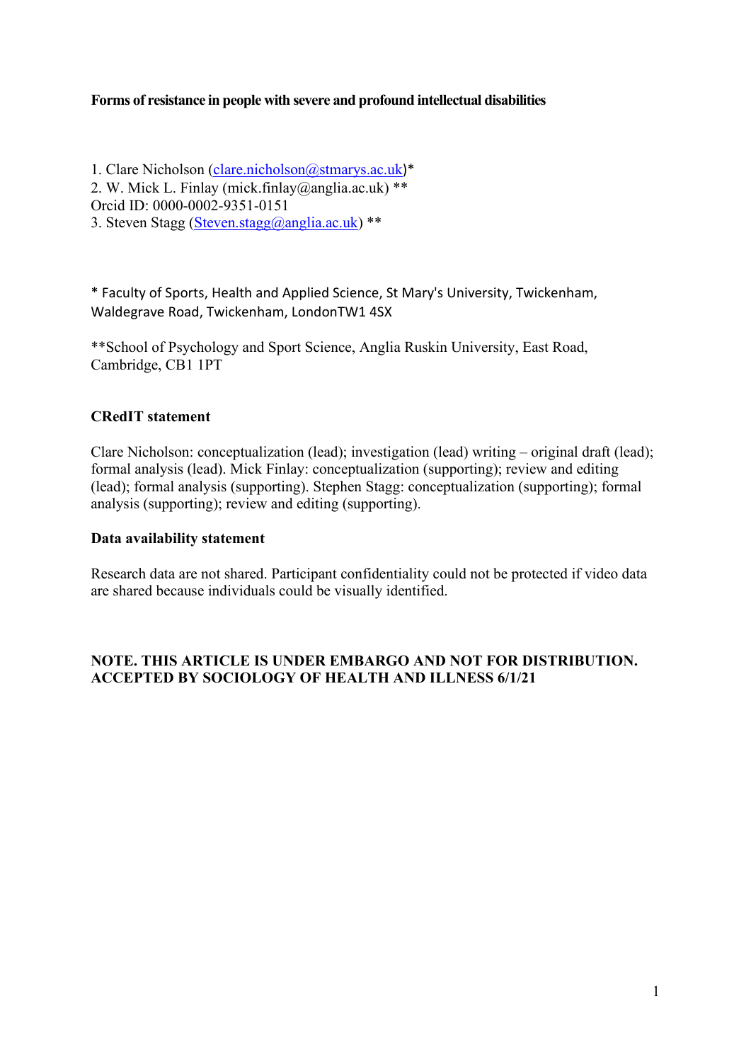**Forms of resistance in people with severe and profound intellectual disabilities**

1. Clare Nicholson (clare.nicholson@stmarys.ac.uk)*
2. W. Mick L. Finlay (mick.finlay@anglia.ac.uk) **
Orcid ID: 0000-0002-9351-0151
3. Steven Stagg (Steven.stagg@anglia.ac.uk) **

* Faculty of Sports, Health and Applied Science, St Mary's University, Twickenham, Waldegrave Road, Twickenham, LondonTW1 4SX

**School of Psychology and Sport Science, Anglia Ruskin University, East Road, Cambridge, CB1 1PT

**CRedIT statement**

Clare Nicholson: conceptualization (lead); investigation (lead) writing – original draft (lead); formal analysis (lead). Mick Finlay: conceptualization (supporting); review and editing (lead); formal analysis (supporting). Stephen Stagg: conceptualization (supporting); formal analysis (supporting); review and editing (supporting).

**Data availability statement**

Research data are not shared. Participant confidentiality could not be protected if video data are shared because individuals could be visually identified.

**NOTE. THIS ARTICLE IS UNDER EMBARGO AND NOT FOR DISTRIBUTION. ACCEPTED BY SOCIOLOGY OF HEALTH AND ILLNESS 6/1/21**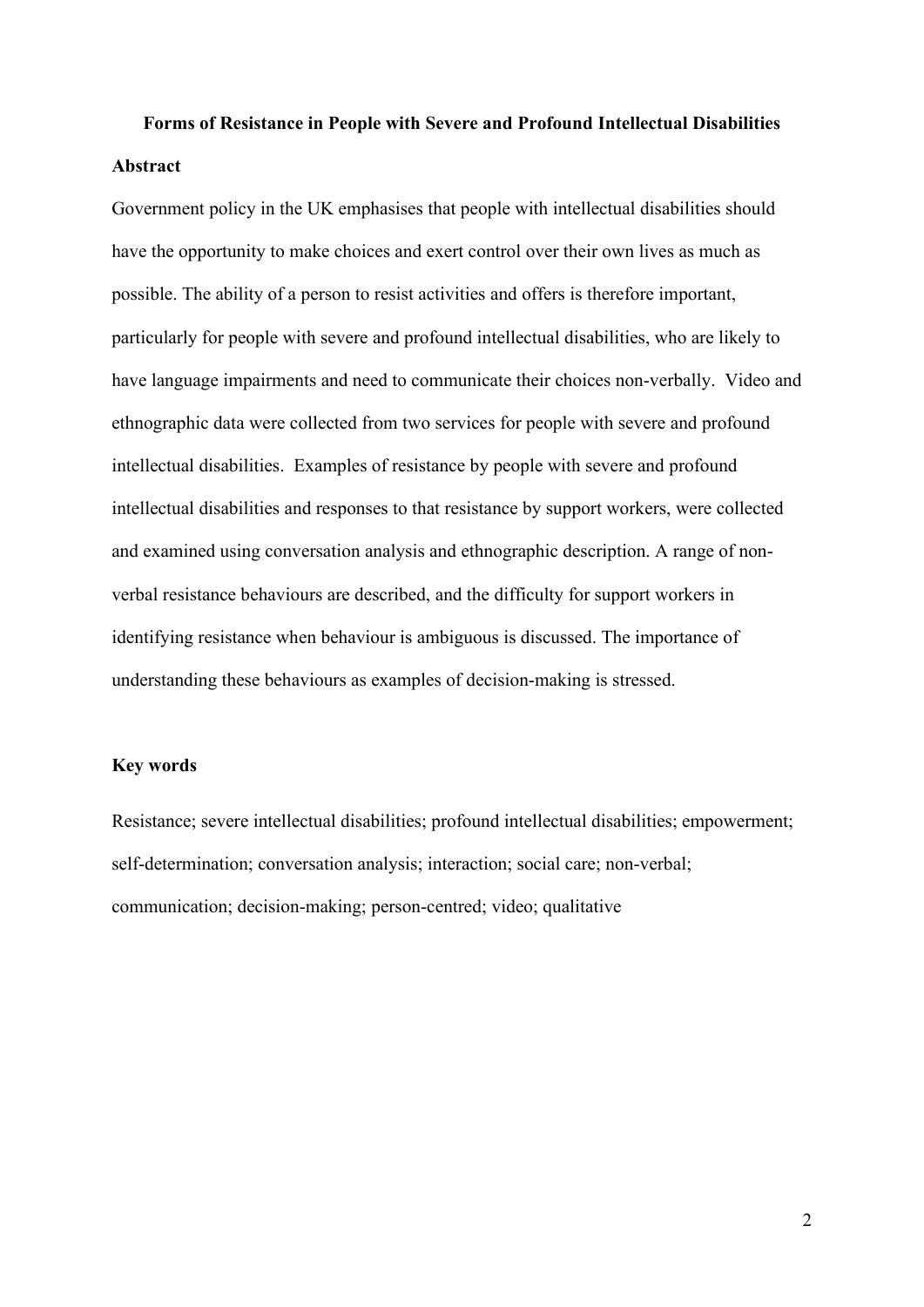# Forms of Resistance in People with Severe and Profound Intellectual Disabilities

## Abstract

Government policy in the UK emphasises that people with intellectual disabilities should have the opportunity to make choices and exert control over their own lives as much as possible. The ability of a person to resist activities and offers is therefore important, particularly for people with severe and profound intellectual disabilities, who are likely to have language impairments and need to communicate their choices non-verbally. Video and ethnographic data were collected from two services for people with severe and profound intellectual disabilities. Examples of resistance by people with severe and profound intellectual disabilities and responses to that resistance by support workers, were collected and examined using conversation analysis and ethnographic description. A range of non-verbal resistance behaviours are described, and the difficulty for support workers in identifying resistance when behaviour is ambiguous is discussed. The importance of understanding these behaviours as examples of decision-making is stressed.

## Key words

Resistance; severe intellectual disabilities; profound intellectual disabilities; empowerment; self-determination; conversation analysis; interaction; social care; non-verbal; communication; decision-making; person-centred; video; qualitative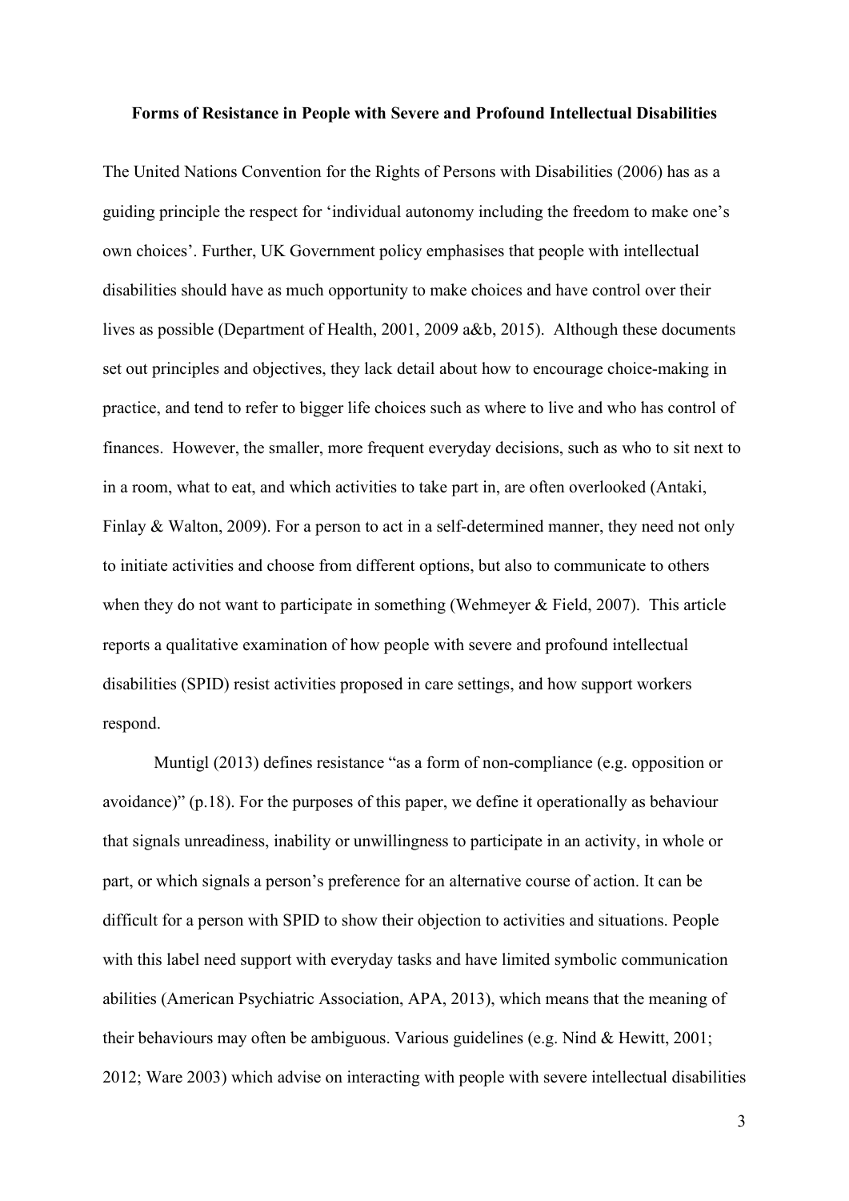**Forms of Resistance in People with Severe and Profound Intellectual Disabilities**

The United Nations Convention for the Rights of Persons with Disabilities (2006) has as a guiding principle the respect for 'individual autonomy including the freedom to make one's own choices'. Further, UK Government policy emphasises that people with intellectual disabilities should have as much opportunity to make choices and have control over their lives as possible (Department of Health, 2001, 2009 a&b, 2015). Although these documents set out principles and objectives, they lack detail about how to encourage choice-making in practice, and tend to refer to bigger life choices such as where to live and who has control of finances. However, the smaller, more frequent everyday decisions, such as who to sit next to in a room, what to eat, and which activities to take part in, are often overlooked (Antaki, Finlay & Walton, 2009). For a person to act in a self-determined manner, they need not only to initiate activities and choose from different options, but also to communicate to others when they do not want to participate in something (Wehmeyer & Field, 2007). This article reports a qualitative examination of how people with severe and profound intellectual disabilities (SPID) resist activities proposed in care settings, and how support workers respond.

Muntigl (2013) defines resistance "as a form of non-compliance (e.g. opposition or avoidance)" (p.18). For the purposes of this paper, we define it operationally as behaviour that signals unreadiness, inability or unwillingness to participate in an activity, in whole or part, or which signals a person's preference for an alternative course of action. It can be difficult for a person with SPID to show their objection to activities and situations. People with this label need support with everyday tasks and have limited symbolic communication abilities (American Psychiatric Association, APA, 2013), which means that the meaning of their behaviours may often be ambiguous. Various guidelines (e.g. Nind & Hewitt, 2001; 2012; Ware 2003) which advise on interacting with people with severe intellectual disabilities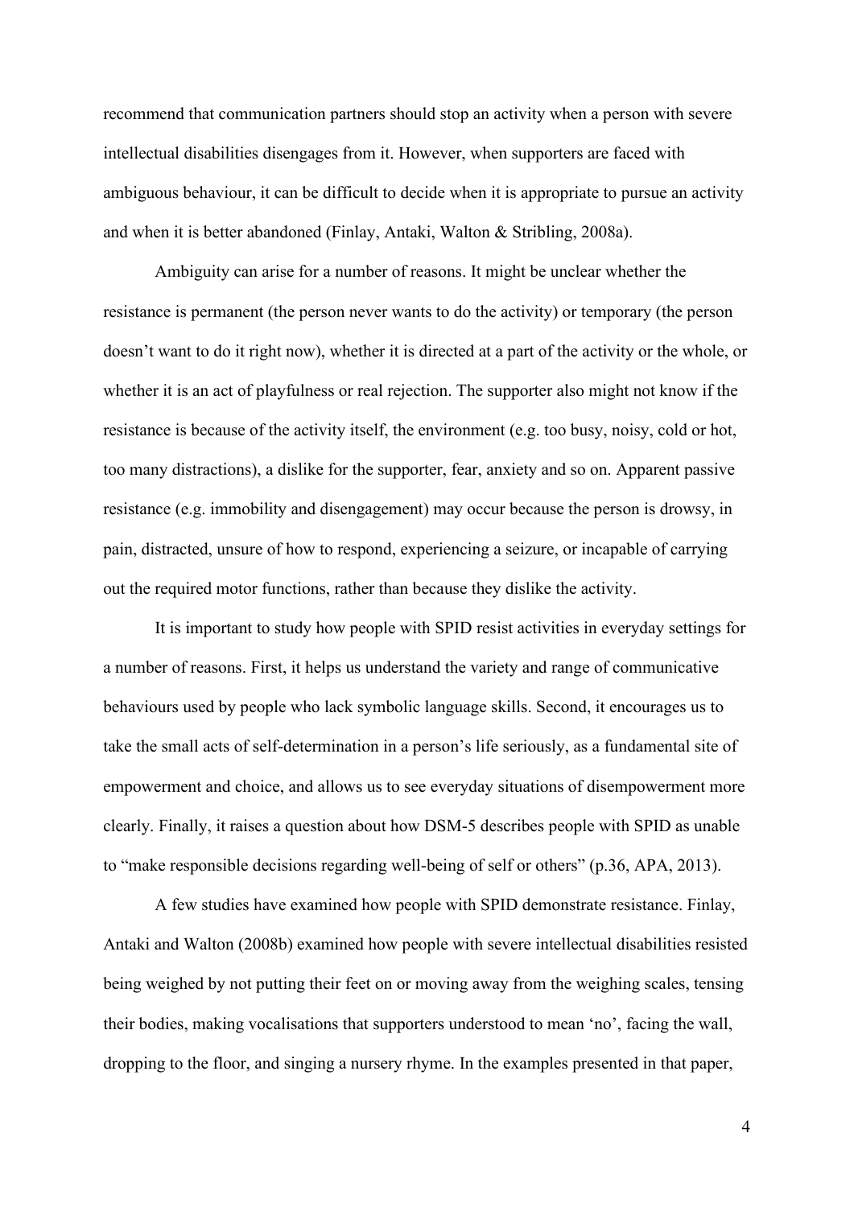recommend that communication partners should stop an activity when a person with severe intellectual disabilities disengages from it. However, when supporters are faced with ambiguous behaviour, it can be difficult to decide when it is appropriate to pursue an activity and when it is better abandoned (Finlay, Antaki, Walton & Stribling, 2008a).

Ambiguity can arise for a number of reasons. It might be unclear whether the resistance is permanent (the person never wants to do the activity) or temporary (the person doesn't want to do it right now), whether it is directed at a part of the activity or the whole, or whether it is an act of playfulness or real rejection. The supporter also might not know if the resistance is because of the activity itself, the environment (e.g. too busy, noisy, cold or hot, too many distractions), a dislike for the supporter, fear, anxiety and so on. Apparent passive resistance (e.g. immobility and disengagement) may occur because the person is drowsy, in pain, distracted, unsure of how to respond, experiencing a seizure, or incapable of carrying out the required motor functions, rather than because they dislike the activity.

It is important to study how people with SPID resist activities in everyday settings for a number of reasons. First, it helps us understand the variety and range of communicative behaviours used by people who lack symbolic language skills. Second, it encourages us to take the small acts of self-determination in a person's life seriously, as a fundamental site of empowerment and choice, and allows us to see everyday situations of disempowerment more clearly. Finally, it raises a question about how DSM-5 describes people with SPID as unable to "make responsible decisions regarding well-being of self or others" (p.36, APA, 2013).

A few studies have examined how people with SPID demonstrate resistance. Finlay, Antaki and Walton (2008b) examined how people with severe intellectual disabilities resisted being weighed by not putting their feet on or moving away from the weighing scales, tensing their bodies, making vocalisations that supporters understood to mean 'no', facing the wall, dropping to the floor, and singing a nursery rhyme. In the examples presented in that paper,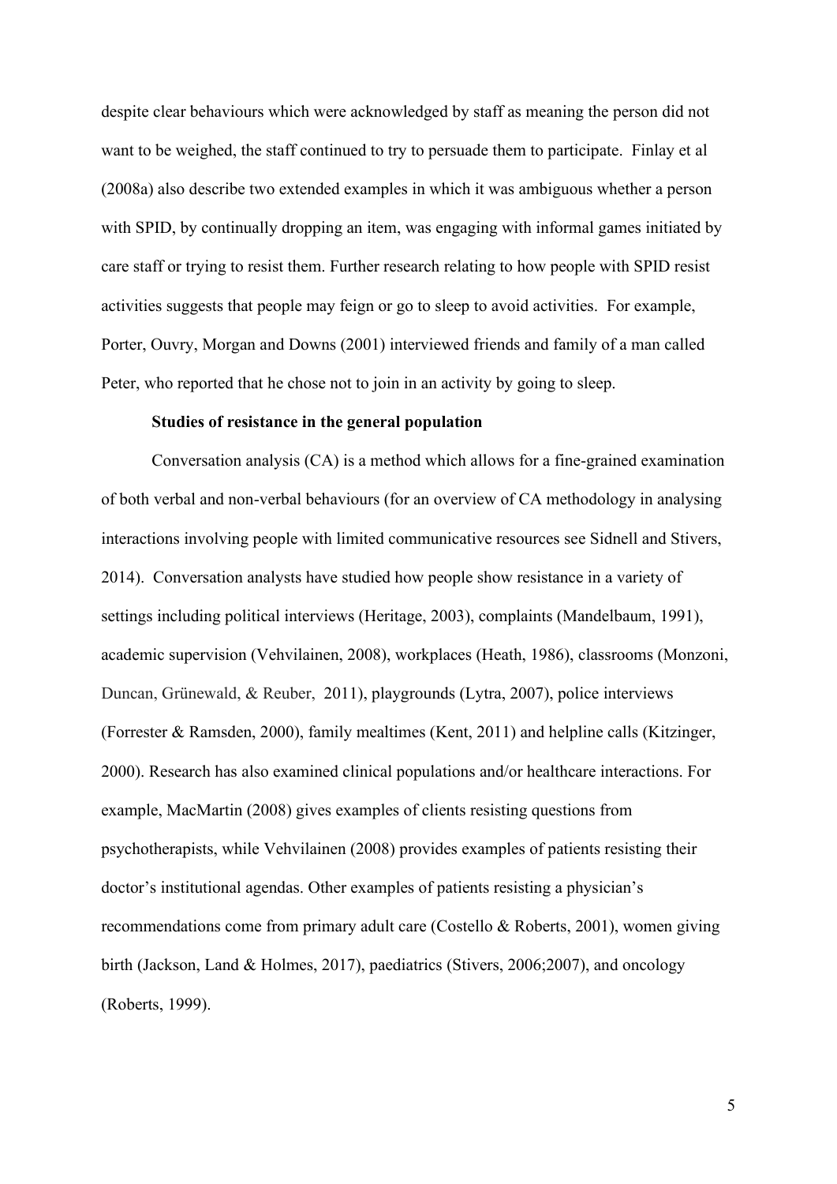despite clear behaviours which were acknowledged by staff as meaning the person did not want to be weighed, the staff continued to try to persuade them to participate. Finlay et al (2008a) also describe two extended examples in which it was ambiguous whether a person with SPID, by continually dropping an item, was engaging with informal games initiated by care staff or trying to resist them. Further research relating to how people with SPID resist activities suggests that people may feign or go to sleep to avoid activities. For example, Porter, Ouvry, Morgan and Downs (2001) interviewed friends and family of a man called Peter, who reported that he chose not to join in an activity by going to sleep.

### Studies of resistance in the general population

Conversation analysis (CA) is a method which allows for a fine-grained examination of both verbal and non-verbal behaviours (for an overview of CA methodology in analysing interactions involving people with limited communicative resources see Sidnell and Stivers, 2014). Conversation analysts have studied how people show resistance in a variety of settings including political interviews (Heritage, 2003), complaints (Mandelbaum, 1991), academic supervision (Vehvilainen, 2008), workplaces (Heath, 1986), classrooms (Monzoni, Duncan, Grünewald, & Reuber, 2011), playgrounds (Lytra, 2007), police interviews (Forrester & Ramsden, 2000), family mealtimes (Kent, 2011) and helpline calls (Kitzinger, 2000). Research has also examined clinical populations and/or healthcare interactions. For example, MacMartin (2008) gives examples of clients resisting questions from psychotherapists, while Vehvilainen (2008) provides examples of patients resisting their doctor's institutional agendas. Other examples of patients resisting a physician's recommendations come from primary adult care (Costello & Roberts, 2001), women giving birth (Jackson, Land & Holmes, 2017), paediatrics (Stivers, 2006;2007), and oncology (Roberts, 1999).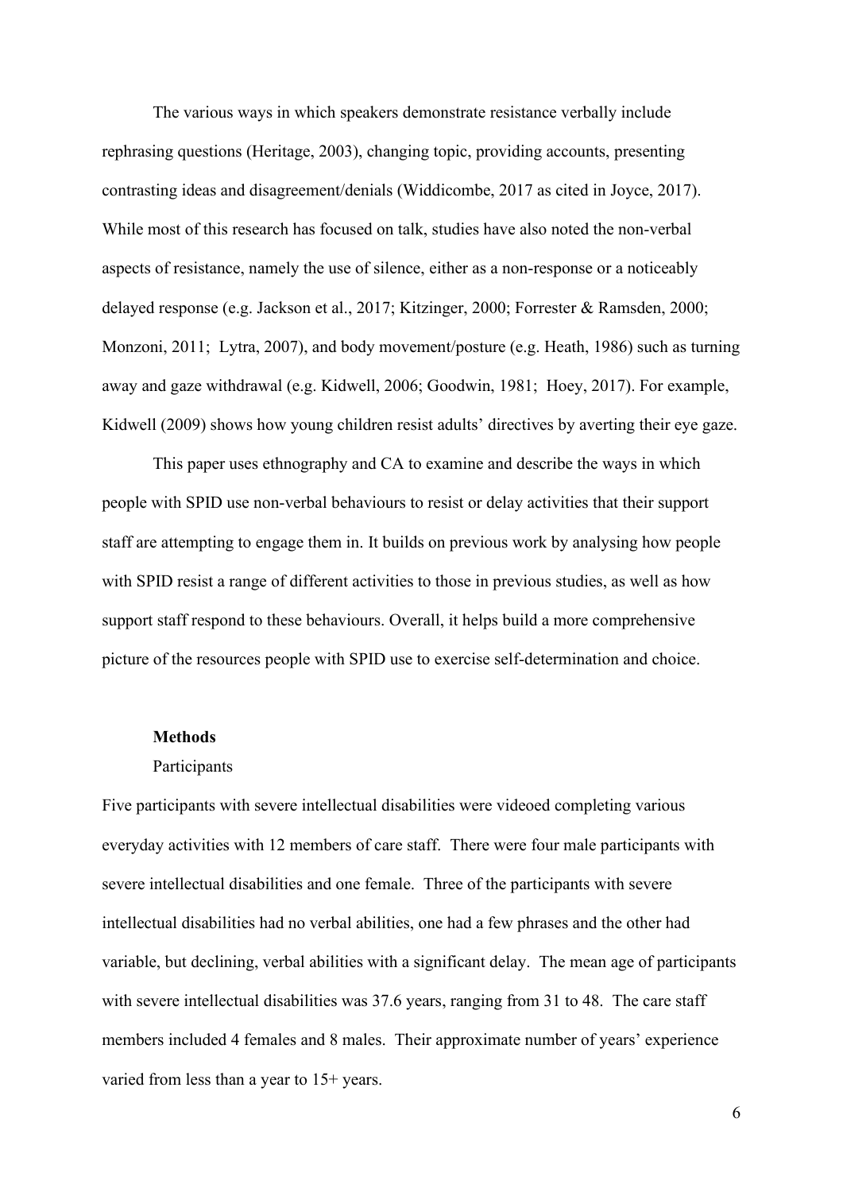The various ways in which speakers demonstrate resistance verbally include rephrasing questions (Heritage, 2003), changing topic, providing accounts, presenting contrasting ideas and disagreement/denials (Widdicombe, 2017 as cited in Joyce, 2017). While most of this research has focused on talk, studies have also noted the non-verbal aspects of resistance, namely the use of silence, either as a non-response or a noticeably delayed response (e.g. Jackson et al., 2017; Kitzinger, 2000; Forrester & Ramsden, 2000; Monzoni, 2011; Lytra, 2007), and body movement/posture (e.g. Heath, 1986) such as turning away and gaze withdrawal (e.g. Kidwell, 2006; Goodwin, 1981; Hoey, 2017). For example, Kidwell (2009) shows how young children resist adults' directives by averting their eye gaze.

This paper uses ethnography and CA to examine and describe the ways in which people with SPID use non-verbal behaviours to resist or delay activities that their support staff are attempting to engage them in. It builds on previous work by analysing how people with SPID resist a range of different activities to those in previous studies, as well as how support staff respond to these behaviours. Overall, it helps build a more comprehensive picture of the resources people with SPID use to exercise self-determination and choice.

## Methods

### Participants

Five participants with severe intellectual disabilities were videoed completing various everyday activities with 12 members of care staff. There were four male participants with severe intellectual disabilities and one female. Three of the participants with severe intellectual disabilities had no verbal abilities, one had a few phrases and the other had variable, but declining, verbal abilities with a significant delay. The mean age of participants with severe intellectual disabilities was 37.6 years, ranging from 31 to 48. The care staff members included 4 females and 8 males. Their approximate number of years' experience varied from less than a year to 15+ years.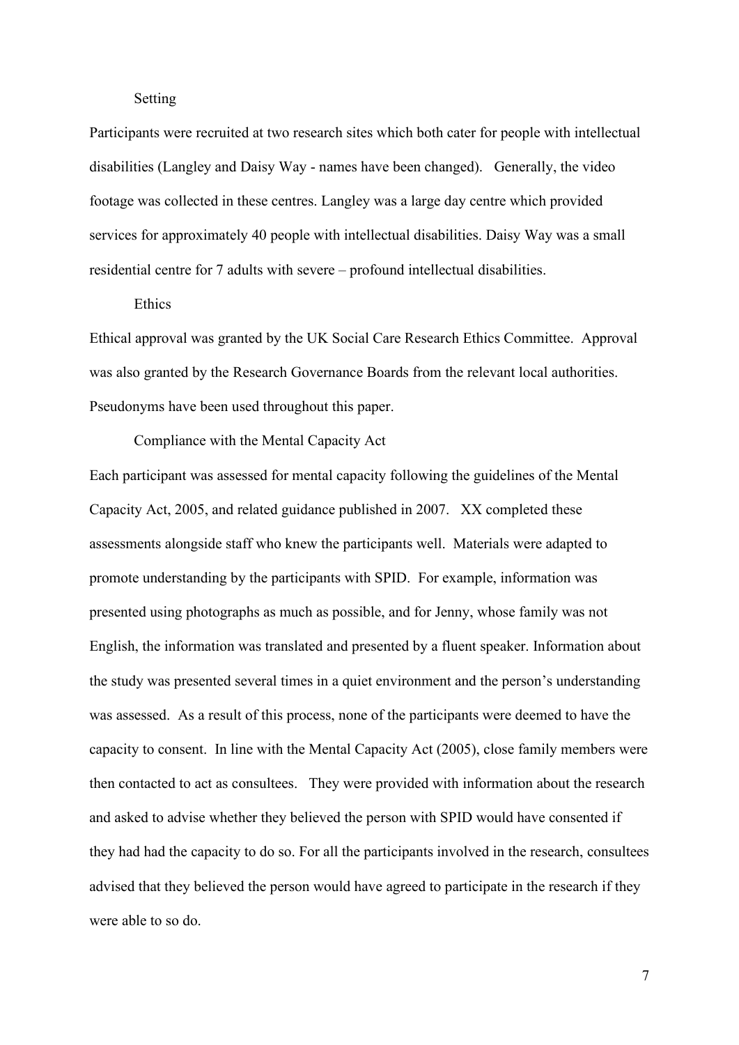### Setting

Participants were recruited at two research sites which both cater for people with intellectual disabilities (Langley and Daisy Way - names have been changed). Generally, the video footage was collected in these centres. Langley was a large day centre which provided services for approximately 40 people with intellectual disabilities. Daisy Way was a small residential centre for 7 adults with severe – profound intellectual disabilities.

### Ethics

Ethical approval was granted by the UK Social Care Research Ethics Committee. Approval was also granted by the Research Governance Boards from the relevant local authorities. Pseudonyms have been used throughout this paper.

### Compliance with the Mental Capacity Act

Each participant was assessed for mental capacity following the guidelines of the Mental Capacity Act, 2005, and related guidance published in 2007. XX completed these assessments alongside staff who knew the participants well. Materials were adapted to promote understanding by the participants with SPID. For example, information was presented using photographs as much as possible, and for Jenny, whose family was not English, the information was translated and presented by a fluent speaker. Information about the study was presented several times in a quiet environment and the person's understanding was assessed. As a result of this process, none of the participants were deemed to have the capacity to consent. In line with the Mental Capacity Act (2005), close family members were then contacted to act as consultees. They were provided with information about the research and asked to advise whether they believed the person with SPID would have consented if they had had the capacity to do so. For all the participants involved in the research, consultees advised that they believed the person would have agreed to participate in the research if they were able to so do.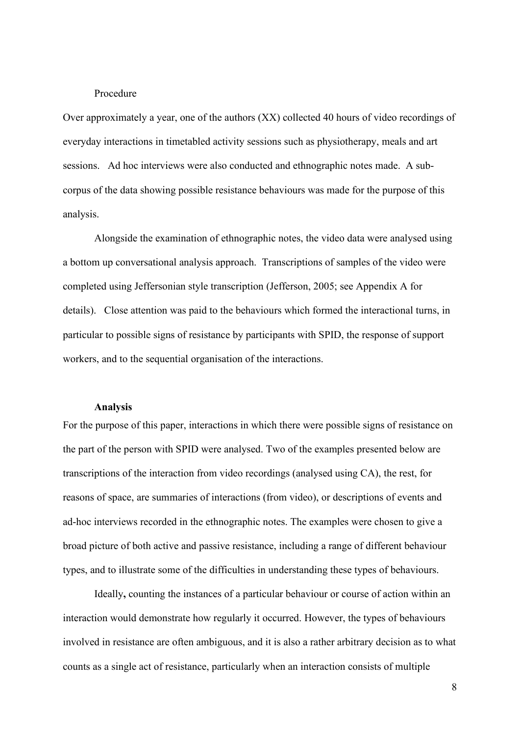Procedure

Over approximately a year, one of the authors (XX) collected 40 hours of video recordings of everyday interactions in timetabled activity sessions such as physiotherapy, meals and art sessions. Ad hoc interviews were also conducted and ethnographic notes made. A sub-corpus of the data showing possible resistance behaviours was made for the purpose of this analysis.

Alongside the examination of ethnographic notes, the video data were analysed using a bottom up conversational analysis approach. Transcriptions of samples of the video were completed using Jeffersonian style transcription (Jefferson, 2005; see Appendix A for details). Close attention was paid to the behaviours which formed the interactional turns, in particular to possible signs of resistance by participants with SPID, the response of support workers, and to the sequential organisation of the interactions.

**Analysis**

For the purpose of this paper, interactions in which there were possible signs of resistance on the part of the person with SPID were analysed. Two of the examples presented below are transcriptions of the interaction from video recordings (analysed using CA), the rest, for reasons of space, are summaries of interactions (from video), or descriptions of events and ad-hoc interviews recorded in the ethnographic notes. The examples were chosen to give a broad picture of both active and passive resistance, including a range of different behaviour types, and to illustrate some of the difficulties in understanding these types of behaviours.

Ideally**,** counting the instances of a particular behaviour or course of action within an interaction would demonstrate how regularly it occurred. However, the types of behaviours involved in resistance are often ambiguous, and it is also a rather arbitrary decision as to what counts as a single act of resistance, particularly when an interaction consists of multiple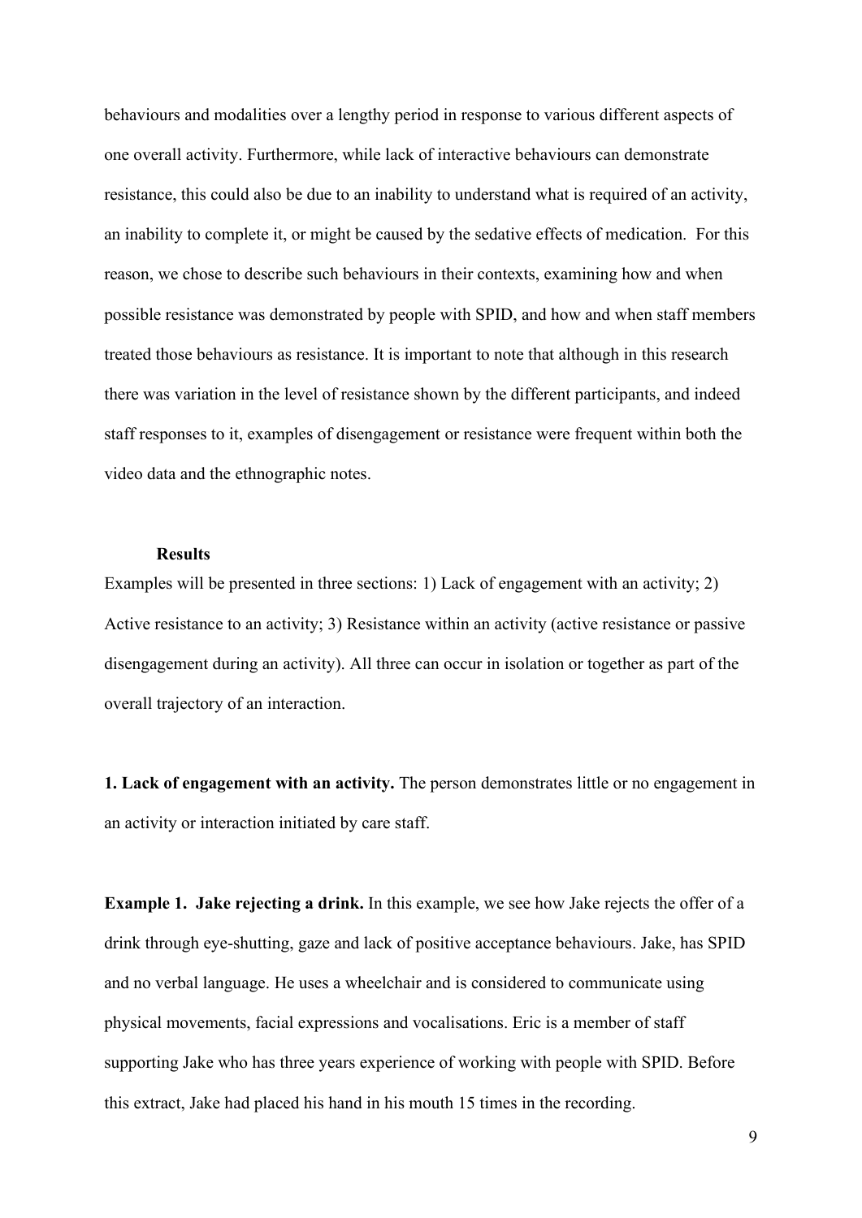behaviours and modalities over a lengthy period in response to various different aspects of one overall activity. Furthermore, while lack of interactive behaviours can demonstrate resistance, this could also be due to an inability to understand what is required of an activity, an inability to complete it, or might be caused by the sedative effects of medication. For this reason, we chose to describe such behaviours in their contexts, examining how and when possible resistance was demonstrated by people with SPID, and how and when staff members treated those behaviours as resistance. It is important to note that although in this research there was variation in the level of resistance shown by the different participants, and indeed staff responses to it, examples of disengagement or resistance were frequent within both the video data and the ethnographic notes.

## Results

Examples will be presented in three sections: 1) Lack of engagement with an activity; 2) Active resistance to an activity; 3) Resistance within an activity (active resistance or passive disengagement during an activity). All three can occur in isolation or together as part of the overall trajectory of an interaction.

**1. Lack of engagement with an activity.** The person demonstrates little or no engagement in an activity or interaction initiated by care staff.

**Example 1. Jake rejecting a drink.** In this example, we see how Jake rejects the offer of a drink through eye-shutting, gaze and lack of positive acceptance behaviours. Jake, has SPID and no verbal language. He uses a wheelchair and is considered to communicate using physical movements, facial expressions and vocalisations. Eric is a member of staff supporting Jake who has three years experience of working with people with SPID. Before this extract, Jake had placed his hand in his mouth 15 times in the recording.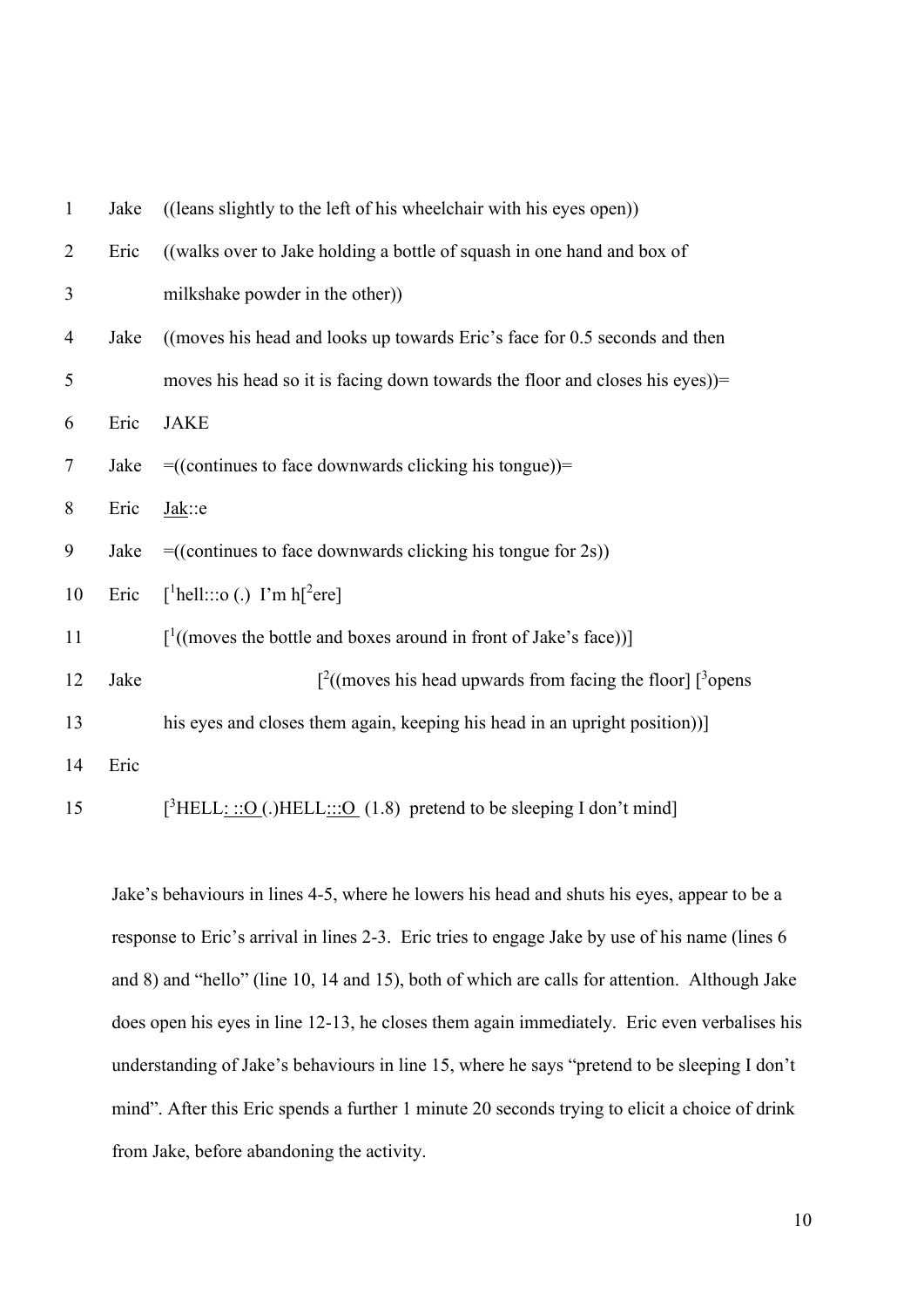1 Jake ((leans slightly to the left of his wheelchair with his eyes open))

2 Eric ((walks over to Jake holding a bottle of squash in one hand and box of

3 milkshake powder in the other))

4 Jake ((moves his head and looks up towards Eric's face for 0.5 seconds and then

5 moves his head so it is facing down towards the floor and closes his eyes))=

6 Eric JAKE

7 Jake =((continues to face downwards clicking his tongue))=

8 Eric Jak::e

9 Jake =((continues to face downwards clicking his tongue for 2s))

10 Eric [1hell:::o (.) I'm h[2ere]

11 [1((moves the bottle and boxes around in front of Jake's face))]

12 Jake [2((moves his head upwards from facing the floor] [3opens

13 his eyes and closes them again, keeping his head in an upright position))]

14 Eric

15 [3HELL: ::O (.)HELL:::O (1.8) pretend to be sleeping I don't mind]

Jake's behaviours in lines 4-5, where he lowers his head and shuts his eyes, appear to be a response to Eric's arrival in lines 2-3. Eric tries to engage Jake by use of his name (lines 6 and 8) and "hello" (line 10, 14 and 15), both of which are calls for attention. Although Jake does open his eyes in line 12-13, he closes them again immediately. Eric even verbalises his understanding of Jake's behaviours in line 15, where he says "pretend to be sleeping I don't mind". After this Eric spends a further 1 minute 20 seconds trying to elicit a choice of drink from Jake, before abandoning the activity.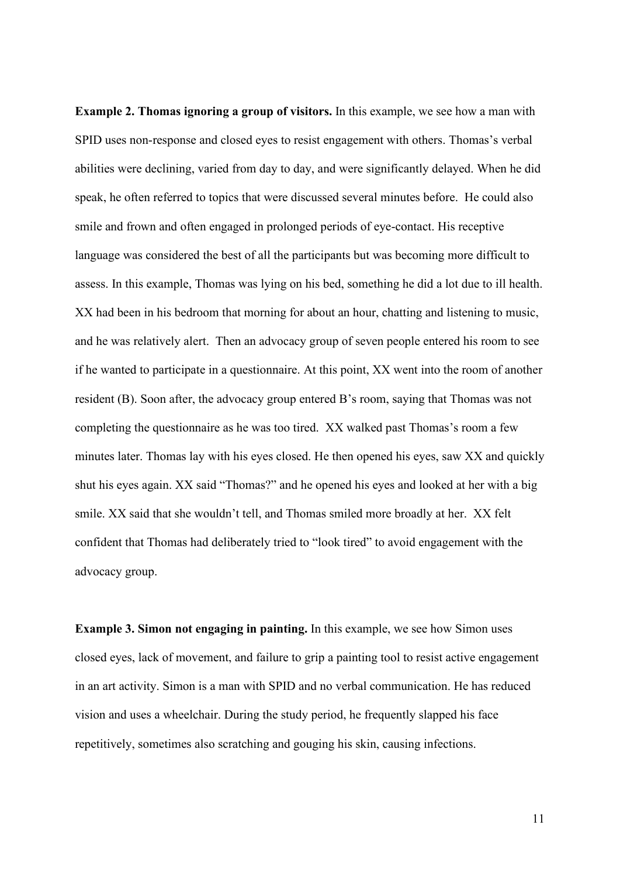**Example 2. Thomas ignoring a group of visitors.** In this example, we see how a man with SPID uses non-response and closed eyes to resist engagement with others. Thomas's verbal abilities were declining, varied from day to day, and were significantly delayed. When he did speak, he often referred to topics that were discussed several minutes before. He could also smile and frown and often engaged in prolonged periods of eye-contact. His receptive language was considered the best of all the participants but was becoming more difficult to assess. In this example, Thomas was lying on his bed, something he did a lot due to ill health. XX had been in his bedroom that morning for about an hour, chatting and listening to music, and he was relatively alert. Then an advocacy group of seven people entered his room to see if he wanted to participate in a questionnaire. At this point, XX went into the room of another resident (B). Soon after, the advocacy group entered B's room, saying that Thomas was not completing the questionnaire as he was too tired. XX walked past Thomas's room a few minutes later. Thomas lay with his eyes closed. He then opened his eyes, saw XX and quickly shut his eyes again. XX said "Thomas?" and he opened his eyes and looked at her with a big smile. XX said that she wouldn't tell, and Thomas smiled more broadly at her. XX felt confident that Thomas had deliberately tried to "look tired" to avoid engagement with the advocacy group.

**Example 3. Simon not engaging in painting.** In this example, we see how Simon uses closed eyes, lack of movement, and failure to grip a painting tool to resist active engagement in an art activity. Simon is a man with SPID and no verbal communication. He has reduced vision and uses a wheelchair. During the study period, he frequently slapped his face repetitively, sometimes also scratching and gouging his skin, causing infections.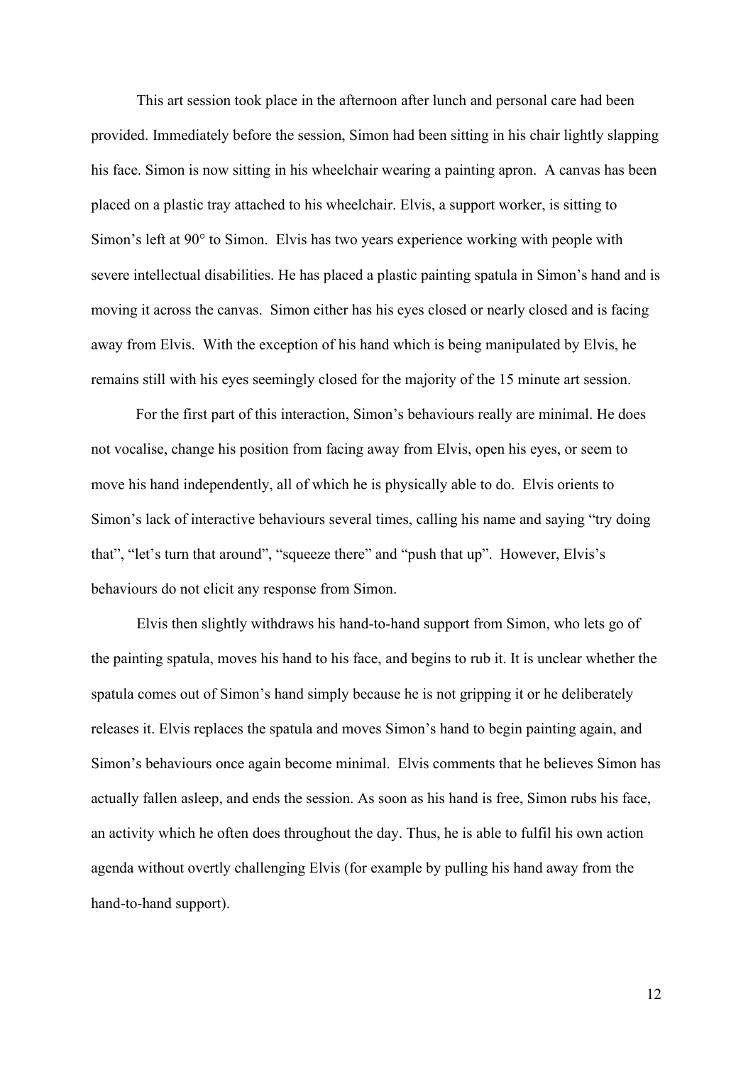This art session took place in the afternoon after lunch and personal care had been provided. Immediately before the session, Simon had been sitting in his chair lightly slapping his face. Simon is now sitting in his wheelchair wearing a painting apron. A canvas has been placed on a plastic tray attached to his wheelchair. Elvis, a support worker, is sitting to Simon's left at 90° to Simon. Elvis has two years experience working with people with severe intellectual disabilities. He has placed a plastic painting spatula in Simon's hand and is moving it across the canvas. Simon either has his eyes closed or nearly closed and is facing away from Elvis. With the exception of his hand which is being manipulated by Elvis, he remains still with his eyes seemingly closed for the majority of the 15 minute art session.

For the first part of this interaction, Simon's behaviours really are minimal. He does not vocalise, change his position from facing away from Elvis, open his eyes, or seem to move his hand independently, all of which he is physically able to do. Elvis orients to Simon's lack of interactive behaviours several times, calling his name and saying "try doing that", "let's turn that around", "squeeze there" and "push that up". However, Elvis's behaviours do not elicit any response from Simon.

Elvis then slightly withdraws his hand-to-hand support from Simon, who lets go of the painting spatula, moves his hand to his face, and begins to rub it. It is unclear whether the spatula comes out of Simon's hand simply because he is not gripping it or he deliberately releases it. Elvis replaces the spatula and moves Simon's hand to begin painting again, and Simon's behaviours once again become minimal. Elvis comments that he believes Simon has actually fallen asleep, and ends the session. As soon as his hand is free, Simon rubs his face, an activity which he often does throughout the day. Thus, he is able to fulfil his own action agenda without overtly challenging Elvis (for example by pulling his hand away from the hand-to-hand support).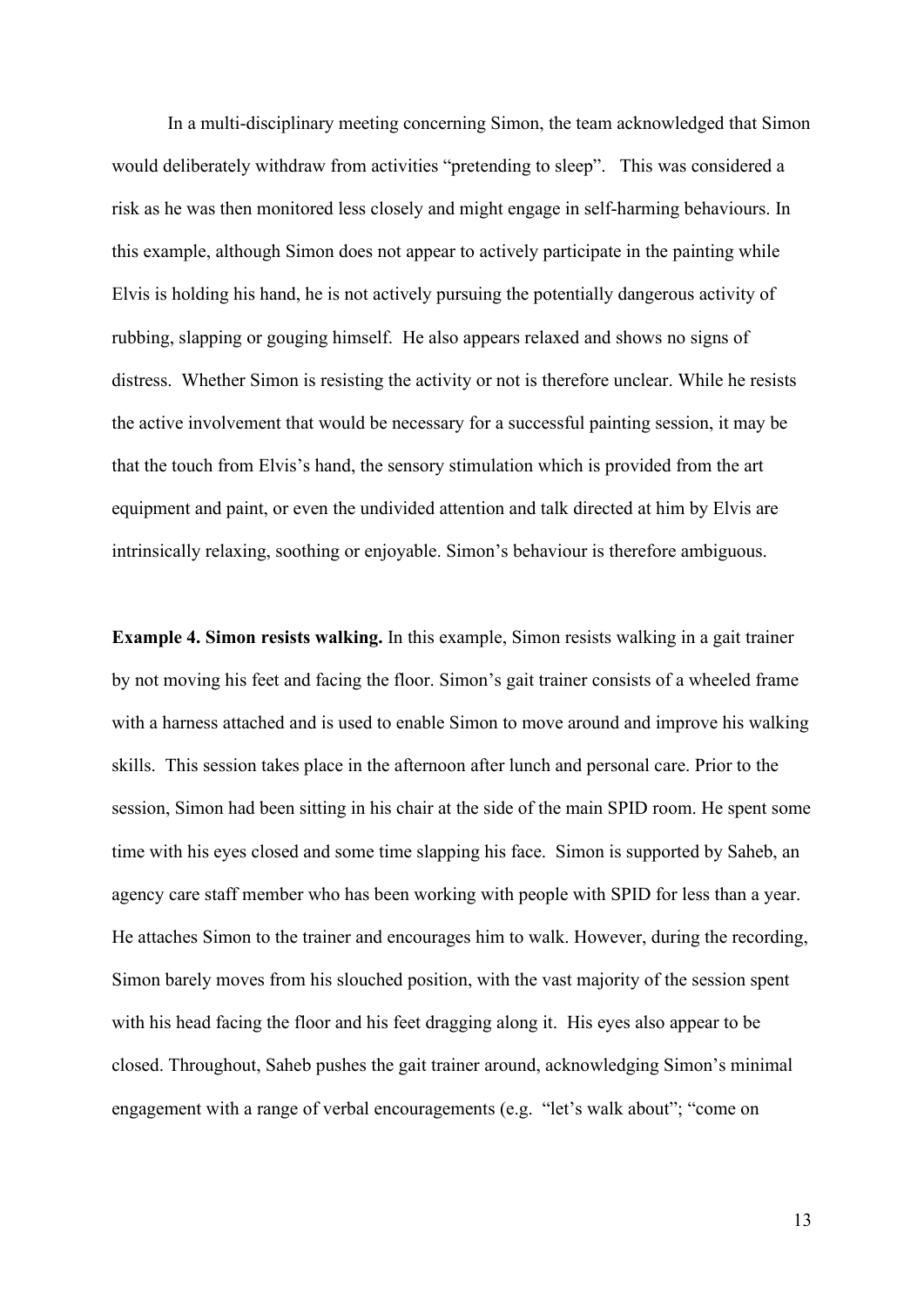In a multi-disciplinary meeting concerning Simon, the team acknowledged that Simon would deliberately withdraw from activities "pretending to sleep". This was considered a risk as he was then monitored less closely and might engage in self-harming behaviours. In this example, although Simon does not appear to actively participate in the painting while Elvis is holding his hand, he is not actively pursuing the potentially dangerous activity of rubbing, slapping or gouging himself. He also appears relaxed and shows no signs of distress. Whether Simon is resisting the activity or not is therefore unclear. While he resists the active involvement that would be necessary for a successful painting session, it may be that the touch from Elvis's hand, the sensory stimulation which is provided from the art equipment and paint, or even the undivided attention and talk directed at him by Elvis are intrinsically relaxing, soothing or enjoyable. Simon's behaviour is therefore ambiguous.

**Example 4. Simon resists walking.** In this example, Simon resists walking in a gait trainer by not moving his feet and facing the floor. Simon's gait trainer consists of a wheeled frame with a harness attached and is used to enable Simon to move around and improve his walking skills. This session takes place in the afternoon after lunch and personal care. Prior to the session, Simon had been sitting in his chair at the side of the main SPID room. He spent some time with his eyes closed and some time slapping his face. Simon is supported by Saheb, an agency care staff member who has been working with people with SPID for less than a year. He attaches Simon to the trainer and encourages him to walk. However, during the recording, Simon barely moves from his slouched position, with the vast majority of the session spent with his head facing the floor and his feet dragging along it. His eyes also appear to be closed. Throughout, Saheb pushes the gait trainer around, acknowledging Simon's minimal engagement with a range of verbal encouragements (e.g. "let's walk about"; "come on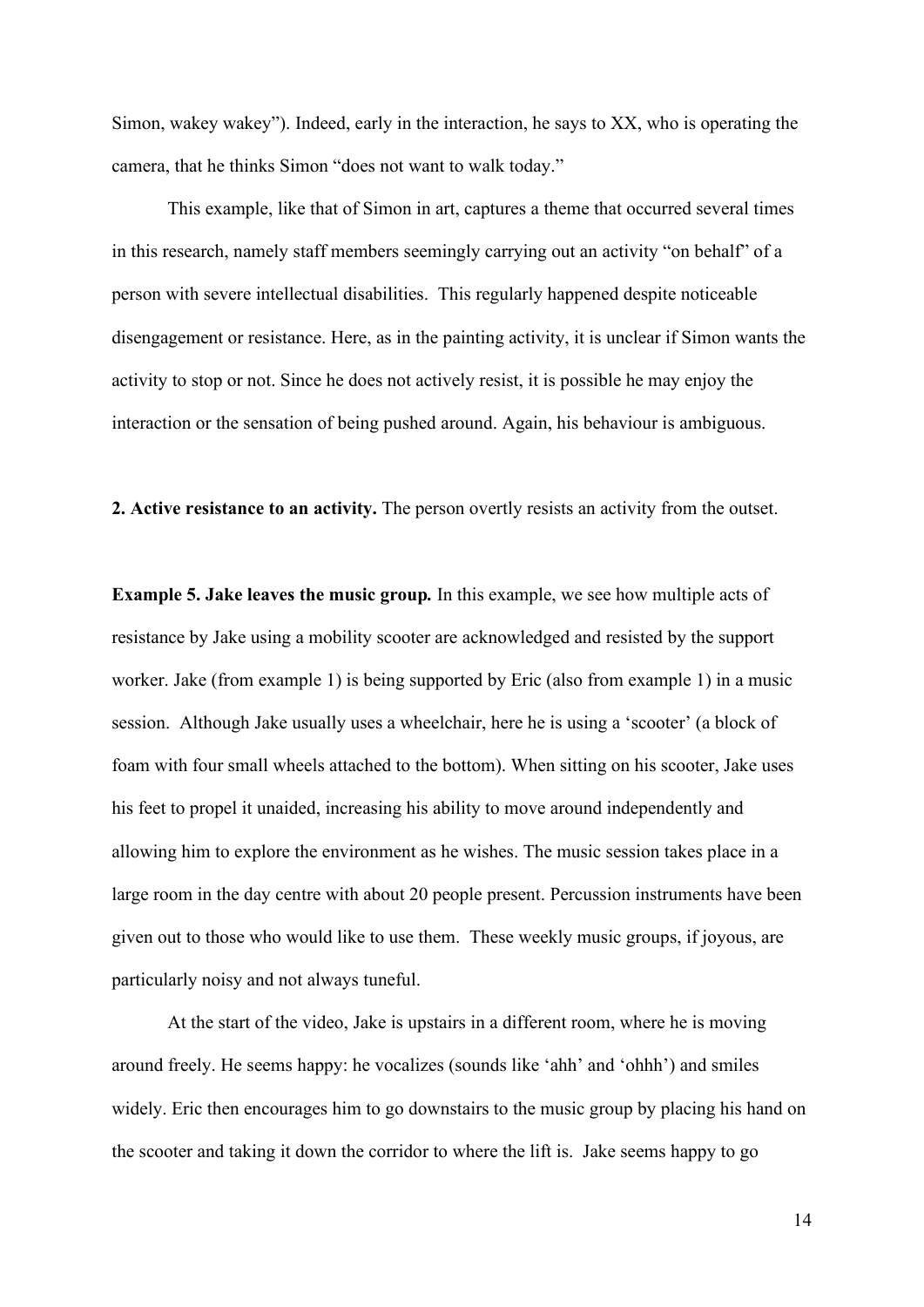Simon, wakey wakey"). Indeed, early in the interaction, he says to XX, who is operating the camera, that he thinks Simon "does not want to walk today."

This example, like that of Simon in art, captures a theme that occurred several times in this research, namely staff members seemingly carrying out an activity "on behalf" of a person with severe intellectual disabilities. This regularly happened despite noticeable disengagement or resistance. Here, as in the painting activity, it is unclear if Simon wants the activity to stop or not. Since he does not actively resist, it is possible he may enjoy the interaction or the sensation of being pushed around. Again, his behaviour is ambiguous.

**2. Active resistance to an activity.** The person overtly resists an activity from the outset.

**Example 5. Jake leaves the music group.** In this example, we see how multiple acts of resistance by Jake using a mobility scooter are acknowledged and resisted by the support worker. Jake (from example 1) is being supported by Eric (also from example 1) in a music session. Although Jake usually uses a wheelchair, here he is using a 'scooter' (a block of foam with four small wheels attached to the bottom). When sitting on his scooter, Jake uses his feet to propel it unaided, increasing his ability to move around independently and allowing him to explore the environment as he wishes. The music session takes place in a large room in the day centre with about 20 people present. Percussion instruments have been given out to those who would like to use them. These weekly music groups, if joyous, are particularly noisy and not always tuneful.

At the start of the video, Jake is upstairs in a different room, where he is moving around freely. He seems happy: he vocalizes (sounds like 'ahh' and 'ohhh') and smiles widely. Eric then encourages him to go downstairs to the music group by placing his hand on the scooter and taking it down the corridor to where the lift is. Jake seems happy to go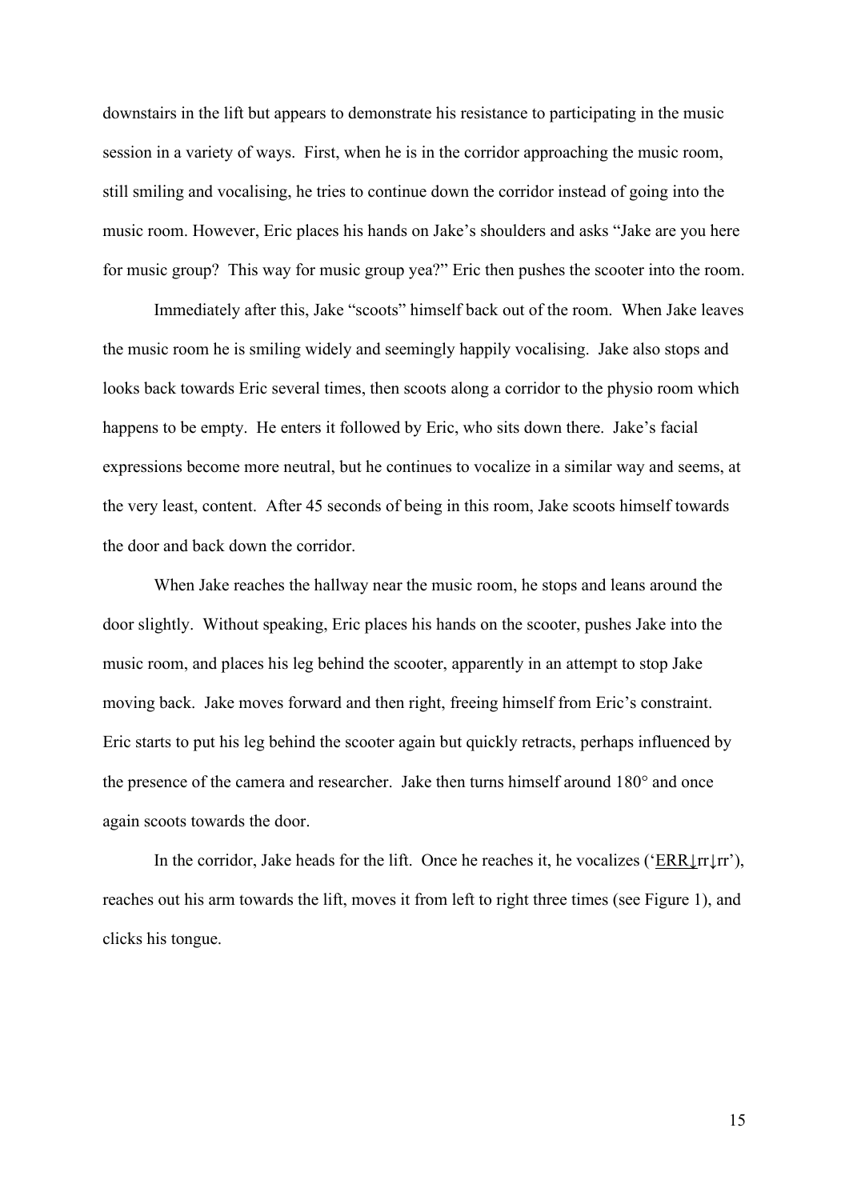downstairs in the lift but appears to demonstrate his resistance to participating in the music session in a variety of ways. First, when he is in the corridor approaching the music room, still smiling and vocalising, he tries to continue down the corridor instead of going into the music room. However, Eric places his hands on Jake's shoulders and asks "Jake are you here for music group? This way for music group yea?" Eric then pushes the scooter into the room.

Immediately after this, Jake "scoots" himself back out of the room. When Jake leaves the music room he is smiling widely and seemingly happily vocalising. Jake also stops and looks back towards Eric several times, then scoots along a corridor to the physio room which happens to be empty. He enters it followed by Eric, who sits down there. Jake's facial expressions become more neutral, but he continues to vocalize in a similar way and seems, at the very least, content. After 45 seconds of being in this room, Jake scoots himself towards the door and back down the corridor.

When Jake reaches the hallway near the music room, he stops and leans around the door slightly. Without speaking, Eric places his hands on the scooter, pushes Jake into the music room, and places his leg behind the scooter, apparently in an attempt to stop Jake moving back. Jake moves forward and then right, freeing himself from Eric's constraint. Eric starts to put his leg behind the scooter again but quickly retracts, perhaps influenced by the presence of the camera and researcher. Jake then turns himself around 180° and once again scoots towards the door.

In the corridor, Jake heads for the lift. Once he reaches it, he vocalizes ('ERR↓rr↓rr'), reaches out his arm towards the lift, moves it from left to right three times (see Figure 1), and clicks his tongue.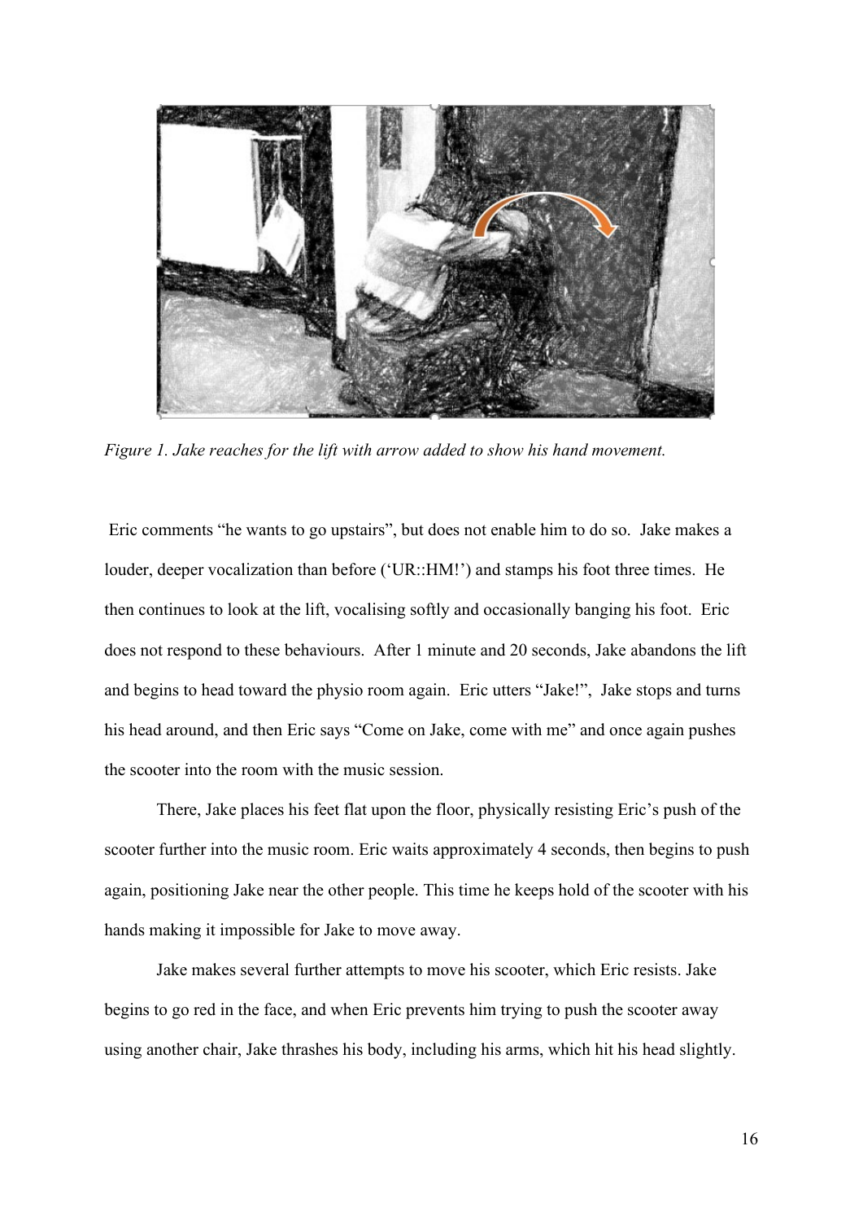*Figure 1. Jake reaches for the lift with arrow added to show his hand movement.*

Eric comments "he wants to go upstairs", but does not enable him to do so. Jake makes a louder, deeper vocalization than before ('UR::HM!') and stamps his foot three times. He then continues to look at the lift, vocalising softly and occasionally banging his foot. Eric does not respond to these behaviours. After 1 minute and 20 seconds, Jake abandons the lift and begins to head toward the physio room again. Eric utters "Jake!", Jake stops and turns his head around, and then Eric says "Come on Jake, come with me" and once again pushes the scooter into the room with the music session.

There, Jake places his feet flat upon the floor, physically resisting Eric's push of the scooter further into the music room. Eric waits approximately 4 seconds, then begins to push again, positioning Jake near the other people. This time he keeps hold of the scooter with his hands making it impossible for Jake to move away.

Jake makes several further attempts to move his scooter, which Eric resists. Jake begins to go red in the face, and when Eric prevents him trying to push the scooter away using another chair, Jake thrashes his body, including his arms, which hit his head slightly.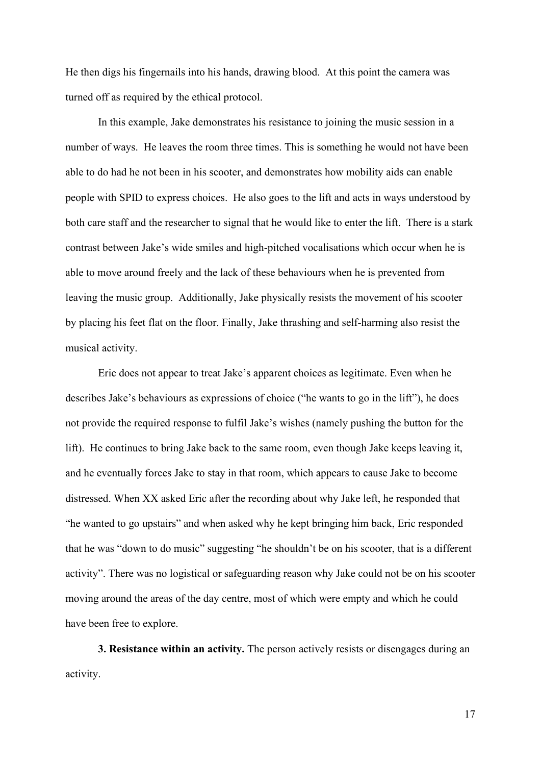He then digs his fingernails into his hands, drawing blood. At this point the camera was turned off as required by the ethical protocol.

In this example, Jake demonstrates his resistance to joining the music session in a number of ways. He leaves the room three times. This is something he would not have been able to do had he not been in his scooter, and demonstrates how mobility aids can enable people with SPID to express choices. He also goes to the lift and acts in ways understood by both care staff and the researcher to signal that he would like to enter the lift. There is a stark contrast between Jake's wide smiles and high-pitched vocalisations which occur when he is able to move around freely and the lack of these behaviours when he is prevented from leaving the music group. Additionally, Jake physically resists the movement of his scooter by placing his feet flat on the floor. Finally, Jake thrashing and self-harming also resist the musical activity.

Eric does not appear to treat Jake's apparent choices as legitimate. Even when he describes Jake's behaviours as expressions of choice ("he wants to go in the lift"), he does not provide the required response to fulfil Jake's wishes (namely pushing the button for the lift). He continues to bring Jake back to the same room, even though Jake keeps leaving it, and he eventually forces Jake to stay in that room, which appears to cause Jake to become distressed. When XX asked Eric after the recording about why Jake left, he responded that "he wanted to go upstairs" and when asked why he kept bringing him back, Eric responded that he was "down to do music" suggesting "he shouldn't be on his scooter, that is a different activity". There was no logistical or safeguarding reason why Jake could not be on his scooter moving around the areas of the day centre, most of which were empty and which he could have been free to explore.

**3. Resistance within an activity.** The person actively resists or disengages during an activity.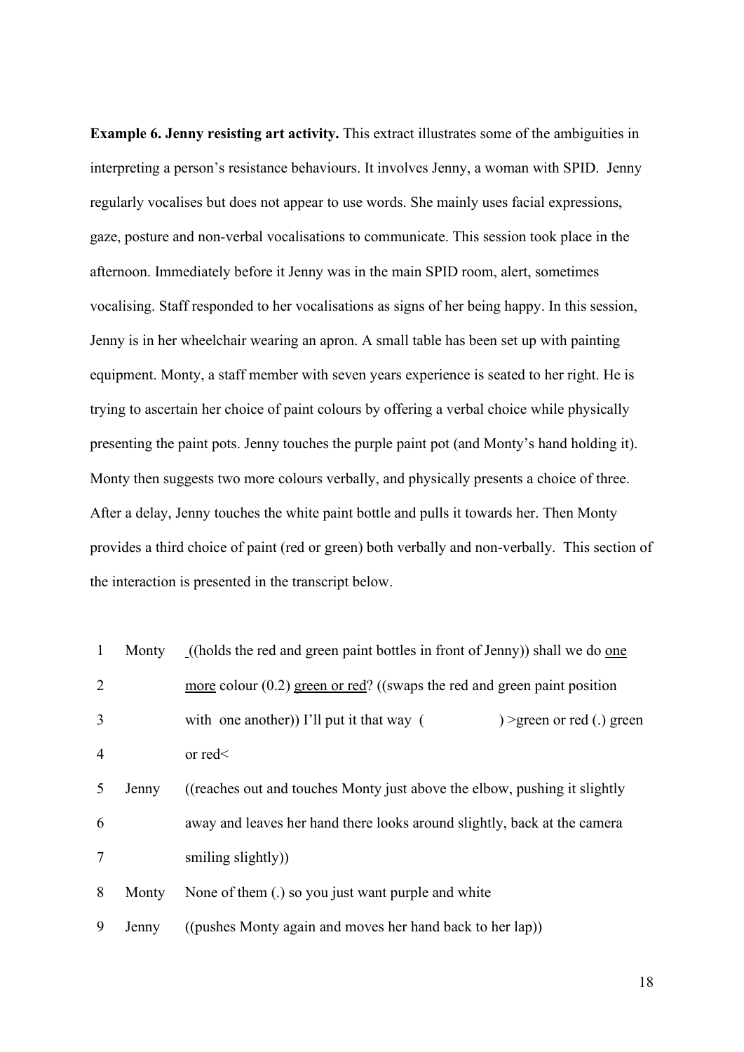**Example 6. Jenny resisting art activity.** This extract illustrates some of the ambiguities in interpreting a person's resistance behaviours. It involves Jenny, a woman with SPID. Jenny regularly vocalises but does not appear to use words. She mainly uses facial expressions, gaze, posture and non-verbal vocalisations to communicate. This session took place in the afternoon. Immediately before it Jenny was in the main SPID room, alert, sometimes vocalising. Staff responded to her vocalisations as signs of her being happy. In this session, Jenny is in her wheelchair wearing an apron. A small table has been set up with painting equipment. Monty, a staff member with seven years experience is seated to her right. He is trying to ascertain her choice of paint colours by offering a verbal choice while physically presenting the paint pots. Jenny touches the purple paint pot (and Monty's hand holding it). Monty then suggests two more colours verbally, and physically presents a choice of three. After a delay, Jenny touches the white paint bottle and pulls it towards her. Then Monty provides a third choice of paint (red or green) both verbally and non-verbally. This section of the interaction is presented in the transcript below.

| | | |
|---|---|---|
| 1 | Monty | ((holds the red and green paint bottles in front of Jenny)) shall we do <u>one</u> |
| 2 | | <u>more</u> colour (0.2) <u>green or red</u>? ((swaps the red and green paint position |
| 3 | | with one another)) I'll put it that way ( ) >green or red (.) green |
| 4 | | or red< |
| 5 | Jenny | ((reaches out and touches Monty just above the elbow, pushing it slightly |
| 6 | | away and leaves her hand there looks around slightly, back at the camera |
| 7 | | smiling slightly)) |
| 8 | Monty | None of them (.) so you just want purple and white |
| 9 | Jenny | ((pushes Monty again and moves her hand back to her lap)) |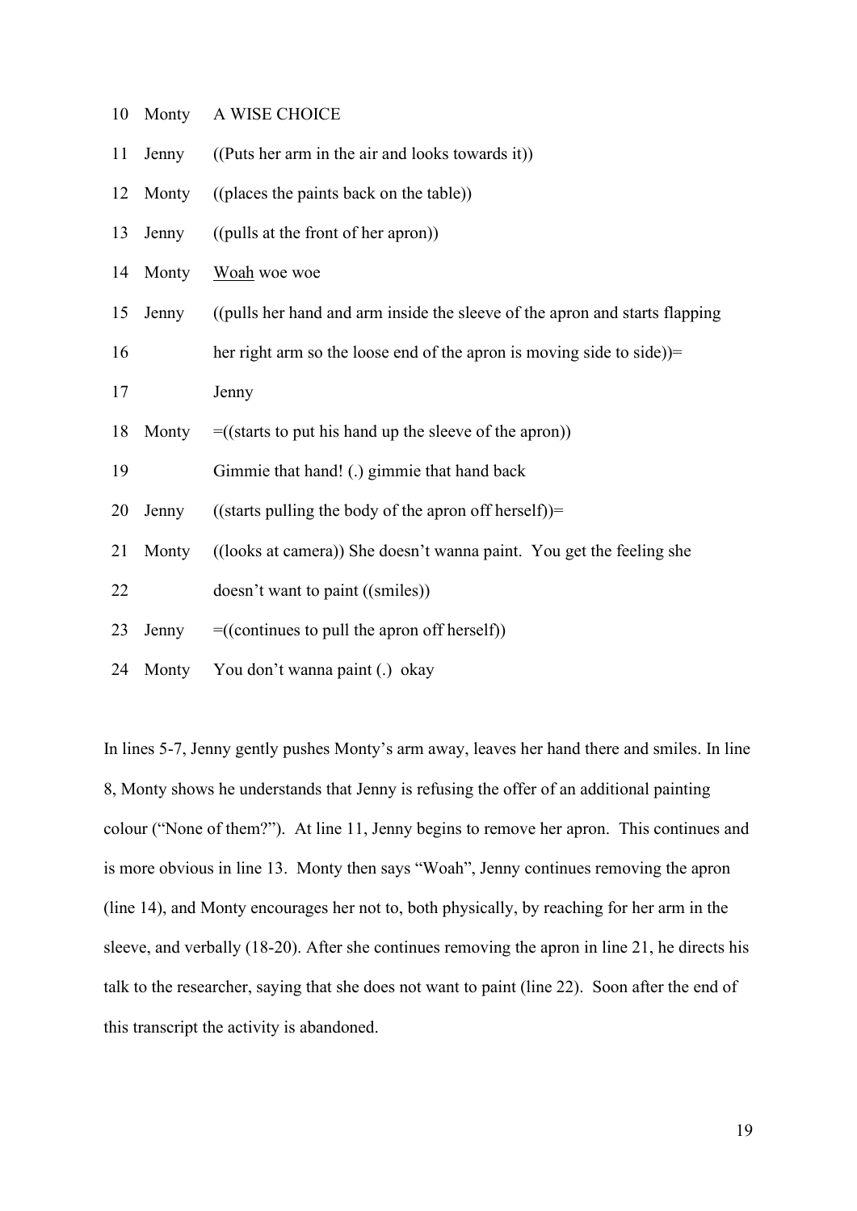10 Monty A WISE CHOICE

11 Jenny ((Puts her arm in the air and looks towards it))

12 Monty ((places the paints back on the table))

13 Jenny ((pulls at the front of her apron))

14 Monty <u>Woah</u> woe woe

15 Jenny ((pulls her hand and arm inside the sleeve of the apron and starts flapping

16 her right arm so the loose end of the apron is moving side to side))=

17 Jenny

18 Monty =((starts to put his hand up the sleeve of the apron))

19 Gimmie that hand! (.) gimmie that hand back

20 Jenny ((starts pulling the body of the apron off herself))=

21 Monty ((looks at camera)) She doesn't wanna paint. You get the feeling she

22 doesn't want to paint ((smiles))

23 Jenny =((continues to pull the apron off herself))

24 Monty You don't wanna paint (.) okay

In lines 5-7, Jenny gently pushes Monty's arm away, leaves her hand there and smiles. In line 8, Monty shows he understands that Jenny is refusing the offer of an additional painting colour ("None of them?"). At line 11, Jenny begins to remove her apron. This continues and is more obvious in line 13. Monty then says "Woah", Jenny continues removing the apron (line 14), and Monty encourages her not to, both physically, by reaching for her arm in the sleeve, and verbally (18-20). After she continues removing the apron in line 21, he directs his talk to the researcher, saying that she does not want to paint (line 22). Soon after the end of this transcript the activity is abandoned.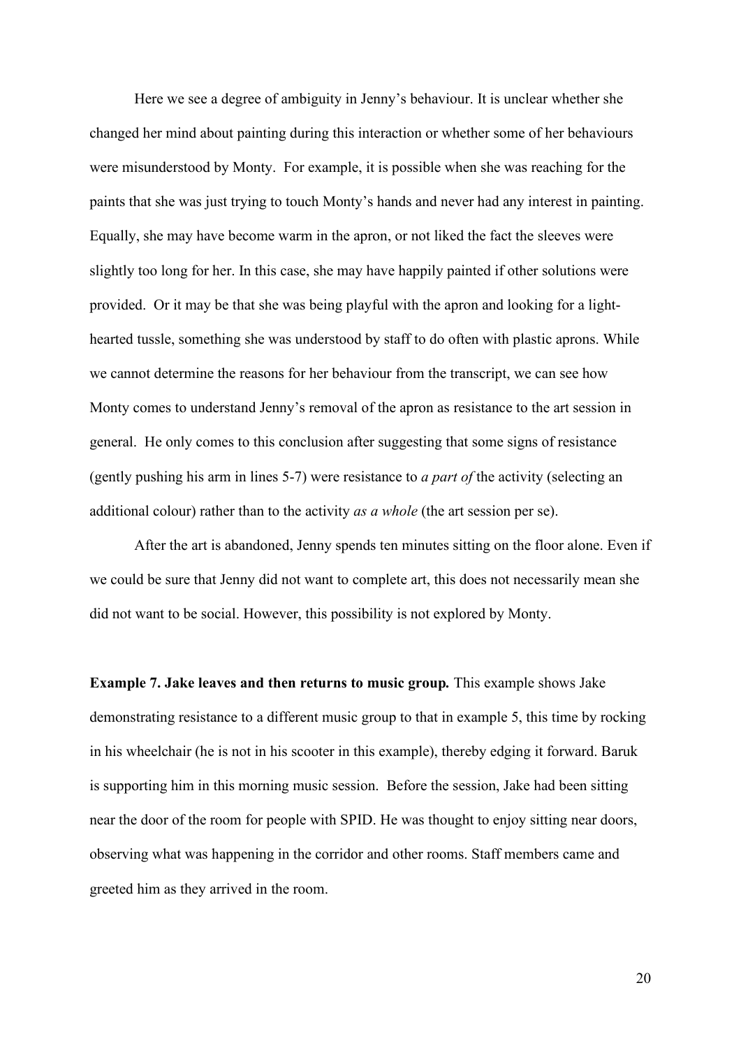Here we see a degree of ambiguity in Jenny's behaviour. It is unclear whether she changed her mind about painting during this interaction or whether some of her behaviours were misunderstood by Monty. For example, it is possible when she was reaching for the paints that she was just trying to touch Monty's hands and never had any interest in painting. Equally, she may have become warm in the apron, or not liked the fact the sleeves were slightly too long for her. In this case, she may have happily painted if other solutions were provided. Or it may be that she was being playful with the apron and looking for a light-hearted tussle, something she was understood by staff to do often with plastic aprons. While we cannot determine the reasons for her behaviour from the transcript, we can see how Monty comes to understand Jenny's removal of the apron as resistance to the art session in general. He only comes to this conclusion after suggesting that some signs of resistance (gently pushing his arm in lines 5-7) were resistance to *a part of* the activity (selecting an additional colour) rather than to the activity *as a whole* (the art session per se).

After the art is abandoned, Jenny spends ten minutes sitting on the floor alone. Even if we could be sure that Jenny did not want to complete art, this does not necessarily mean she did not want to be social. However, this possibility is not explored by Monty.

**Example 7. Jake leaves and then returns to music group.** This example shows Jake demonstrating resistance to a different music group to that in example 5, this time by rocking in his wheelchair (he is not in his scooter in this example), thereby edging it forward. Baruk is supporting him in this morning music session. Before the session, Jake had been sitting near the door of the room for people with SPID. He was thought to enjoy sitting near doors, observing what was happening in the corridor and other rooms. Staff members came and greeted him as they arrived in the room.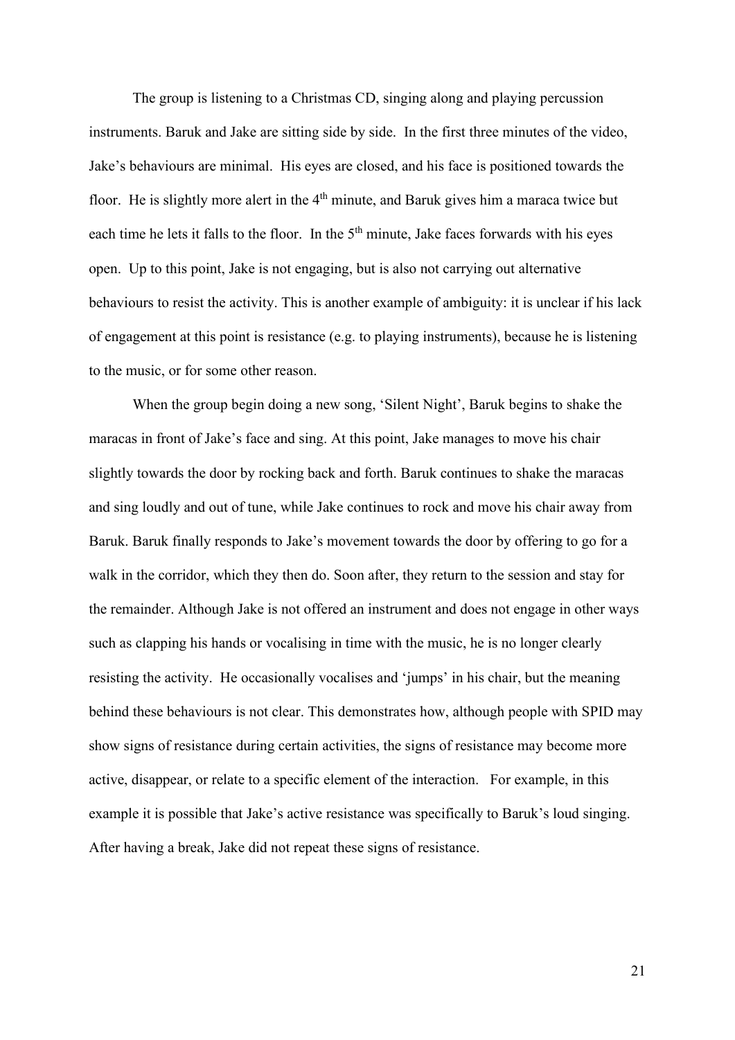The group is listening to a Christmas CD, singing along and playing percussion instruments. Baruk and Jake are sitting side by side. In the first three minutes of the video, Jake's behaviours are minimal. His eyes are closed, and his face is positioned towards the floor. He is slightly more alert in the 4th minute, and Baruk gives him a maraca twice but each time he lets it falls to the floor. In the 5th minute, Jake faces forwards with his eyes open. Up to this point, Jake is not engaging, but is also not carrying out alternative behaviours to resist the activity. This is another example of ambiguity: it is unclear if his lack of engagement at this point is resistance (e.g. to playing instruments), because he is listening to the music, or for some other reason.

When the group begin doing a new song, 'Silent Night', Baruk begins to shake the maracas in front of Jake's face and sing. At this point, Jake manages to move his chair slightly towards the door by rocking back and forth. Baruk continues to shake the maracas and sing loudly and out of tune, while Jake continues to rock and move his chair away from Baruk. Baruk finally responds to Jake's movement towards the door by offering to go for a walk in the corridor, which they then do. Soon after, they return to the session and stay for the remainder. Although Jake is not offered an instrument and does not engage in other ways such as clapping his hands or vocalising in time with the music, he is no longer clearly resisting the activity. He occasionally vocalises and 'jumps' in his chair, but the meaning behind these behaviours is not clear. This demonstrates how, although people with SPID may show signs of resistance during certain activities, the signs of resistance may become more active, disappear, or relate to a specific element of the interaction. For example, in this example it is possible that Jake's active resistance was specifically to Baruk's loud singing. After having a break, Jake did not repeat these signs of resistance.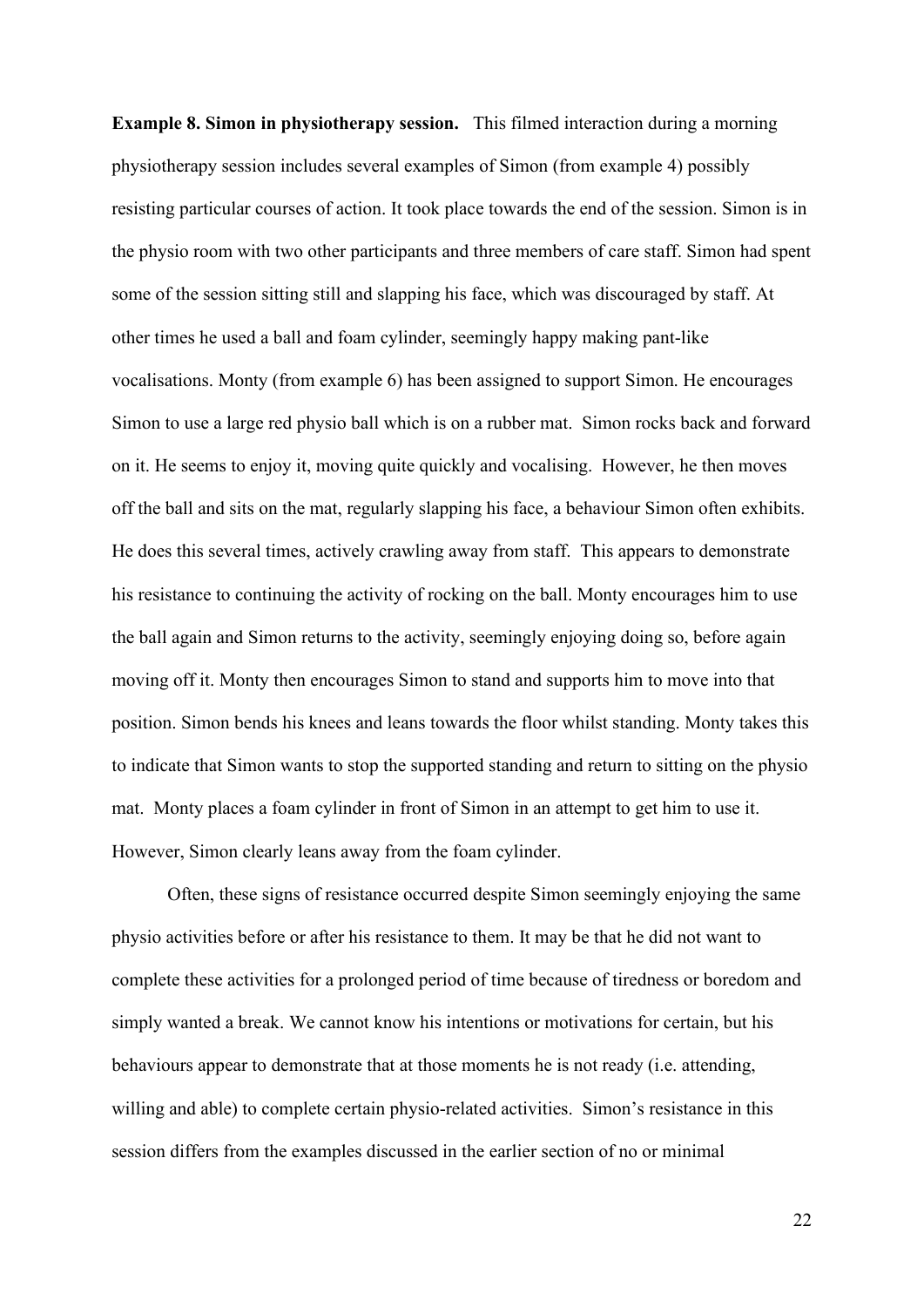**Example 8. Simon in physiotherapy session.** This filmed interaction during a morning physiotherapy session includes several examples of Simon (from example 4) possibly resisting particular courses of action. It took place towards the end of the session. Simon is in the physio room with two other participants and three members of care staff. Simon had spent some of the session sitting still and slapping his face, which was discouraged by staff. At other times he used a ball and foam cylinder, seemingly happy making pant-like vocalisations. Monty (from example 6) has been assigned to support Simon. He encourages Simon to use a large red physio ball which is on a rubber mat. Simon rocks back and forward on it. He seems to enjoy it, moving quite quickly and vocalising. However, he then moves off the ball and sits on the mat, regularly slapping his face, a behaviour Simon often exhibits. He does this several times, actively crawling away from staff. This appears to demonstrate his resistance to continuing the activity of rocking on the ball. Monty encourages him to use the ball again and Simon returns to the activity, seemingly enjoying doing so, before again moving off it. Monty then encourages Simon to stand and supports him to move into that position. Simon bends his knees and leans towards the floor whilst standing. Monty takes this to indicate that Simon wants to stop the supported standing and return to sitting on the physio mat. Monty places a foam cylinder in front of Simon in an attempt to get him to use it. However, Simon clearly leans away from the foam cylinder.

Often, these signs of resistance occurred despite Simon seemingly enjoying the same physio activities before or after his resistance to them. It may be that he did not want to complete these activities for a prolonged period of time because of tiredness or boredom and simply wanted a break. We cannot know his intentions or motivations for certain, but his behaviours appear to demonstrate that at those moments he is not ready (i.e. attending, willing and able) to complete certain physio-related activities. Simon's resistance in this session differs from the examples discussed in the earlier section of no or minimal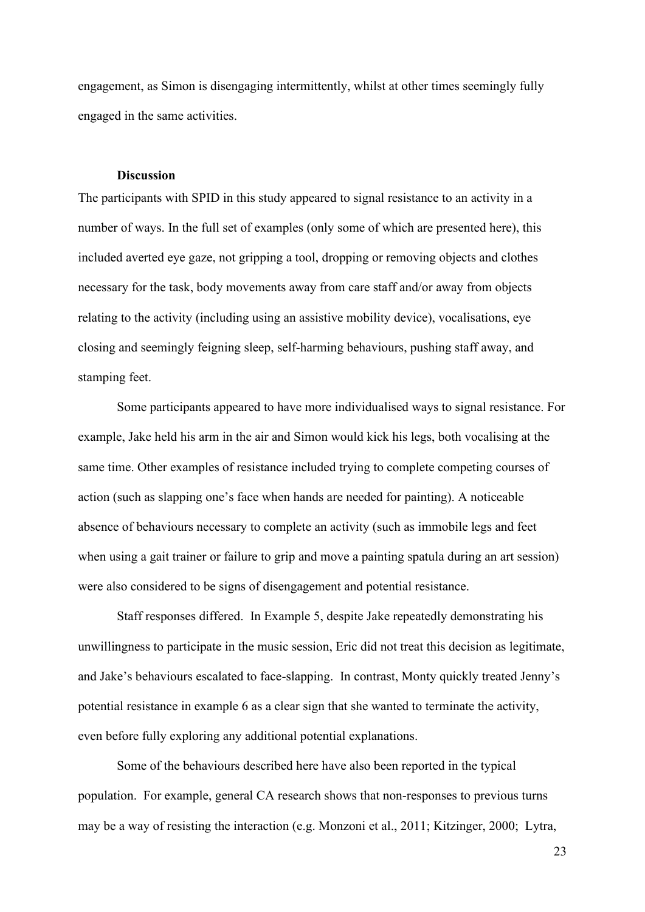engagement, as Simon is disengaging intermittently, whilst at other times seemingly fully engaged in the same activities.

### Discussion

The participants with SPID in this study appeared to signal resistance to an activity in a number of ways. In the full set of examples (only some of which are presented here), this included averted eye gaze, not gripping a tool, dropping or removing objects and clothes necessary for the task, body movements away from care staff and/or away from objects relating to the activity (including using an assistive mobility device), vocalisations, eye closing and seemingly feigning sleep, self-harming behaviours, pushing staff away, and stamping feet.

Some participants appeared to have more individualised ways to signal resistance. For example, Jake held his arm in the air and Simon would kick his legs, both vocalising at the same time. Other examples of resistance included trying to complete competing courses of action (such as slapping one's face when hands are needed for painting). A noticeable absence of behaviours necessary to complete an activity (such as immobile legs and feet when using a gait trainer or failure to grip and move a painting spatula during an art session) were also considered to be signs of disengagement and potential resistance.

Staff responses differed. In Example 5, despite Jake repeatedly demonstrating his unwillingness to participate in the music session, Eric did not treat this decision as legitimate, and Jake's behaviours escalated to face-slapping. In contrast, Monty quickly treated Jenny's potential resistance in example 6 as a clear sign that she wanted to terminate the activity, even before fully exploring any additional potential explanations.

Some of the behaviours described here have also been reported in the typical population. For example, general CA research shows that non-responses to previous turns may be a way of resisting the interaction (e.g. Monzoni et al., 2011; Kitzinger, 2000; Lytra,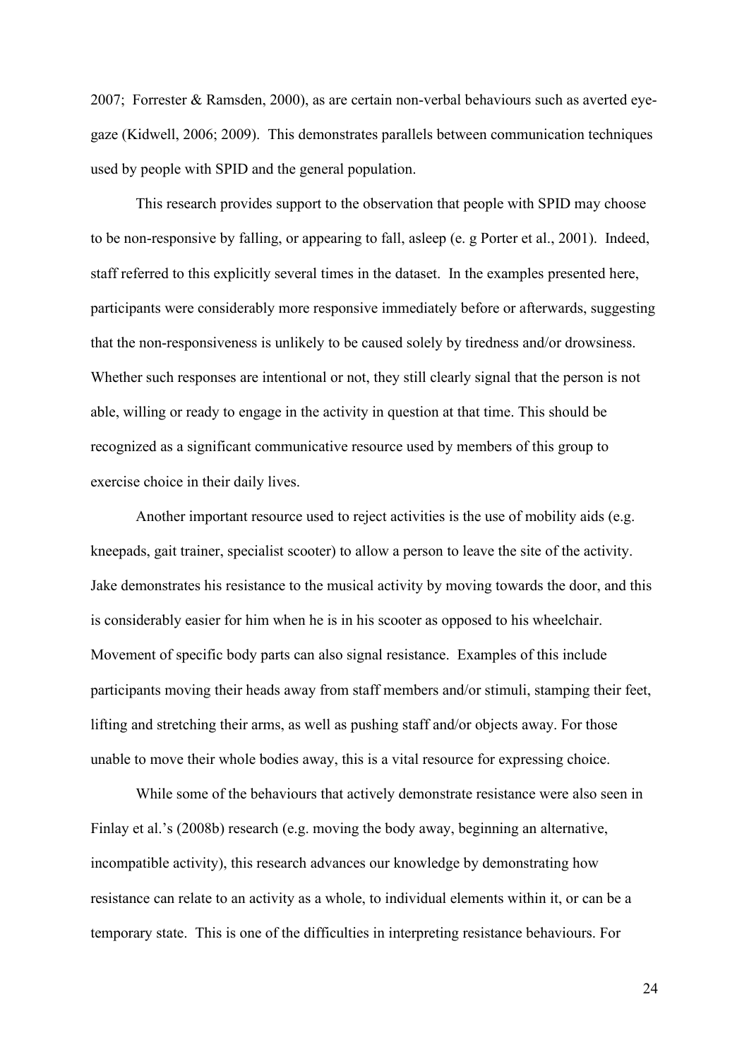2007; Forrester & Ramsden, 2000), as are certain non-verbal behaviours such as averted eye-gaze (Kidwell, 2006; 2009). This demonstrates parallels between communication techniques used by people with SPID and the general population.

This research provides support to the observation that people with SPID may choose to be non-responsive by falling, or appearing to fall, asleep (e. g Porter et al., 2001). Indeed, staff referred to this explicitly several times in the dataset. In the examples presented here, participants were considerably more responsive immediately before or afterwards, suggesting that the non-responsiveness is unlikely to be caused solely by tiredness and/or drowsiness. Whether such responses are intentional or not, they still clearly signal that the person is not able, willing or ready to engage in the activity in question at that time. This should be recognized as a significant communicative resource used by members of this group to exercise choice in their daily lives.

Another important resource used to reject activities is the use of mobility aids (e.g. kneepads, gait trainer, specialist scooter) to allow a person to leave the site of the activity. Jake demonstrates his resistance to the musical activity by moving towards the door, and this is considerably easier for him when he is in his scooter as opposed to his wheelchair. Movement of specific body parts can also signal resistance. Examples of this include participants moving their heads away from staff members and/or stimuli, stamping their feet, lifting and stretching their arms, as well as pushing staff and/or objects away. For those unable to move their whole bodies away, this is a vital resource for expressing choice.

While some of the behaviours that actively demonstrate resistance were also seen in Finlay et al.'s (2008b) research (e.g. moving the body away, beginning an alternative, incompatible activity), this research advances our knowledge by demonstrating how resistance can relate to an activity as a whole, to individual elements within it, or can be a temporary state. This is one of the difficulties in interpreting resistance behaviours. For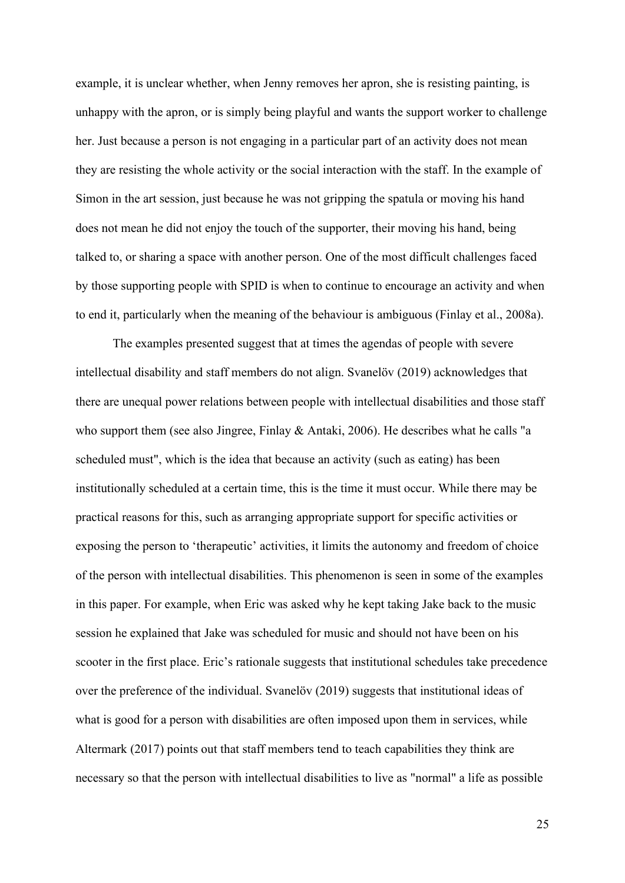example, it is unclear whether, when Jenny removes her apron, she is resisting painting, is unhappy with the apron, or is simply being playful and wants the support worker to challenge her. Just because a person is not engaging in a particular part of an activity does not mean they are resisting the whole activity or the social interaction with the staff. In the example of Simon in the art session, just because he was not gripping the spatula or moving his hand does not mean he did not enjoy the touch of the supporter, their moving his hand, being talked to, or sharing a space with another person. One of the most difficult challenges faced by those supporting people with SPID is when to continue to encourage an activity and when to end it, particularly when the meaning of the behaviour is ambiguous (Finlay et al., 2008a).

The examples presented suggest that at times the agendas of people with severe intellectual disability and staff members do not align. Svanelöv (2019) acknowledges that there are unequal power relations between people with intellectual disabilities and those staff who support them (see also Jingree, Finlay & Antaki, 2006). He describes what he calls "a scheduled must", which is the idea that because an activity (such as eating) has been institutionally scheduled at a certain time, this is the time it must occur. While there may be practical reasons for this, such as arranging appropriate support for specific activities or exposing the person to 'therapeutic' activities, it limits the autonomy and freedom of choice of the person with intellectual disabilities. This phenomenon is seen in some of the examples in this paper. For example, when Eric was asked why he kept taking Jake back to the music session he explained that Jake was scheduled for music and should not have been on his scooter in the first place. Eric's rationale suggests that institutional schedules take precedence over the preference of the individual. Svanelöv (2019) suggests that institutional ideas of what is good for a person with disabilities are often imposed upon them in services, while Altermark (2017) points out that staff members tend to teach capabilities they think are necessary so that the person with intellectual disabilities to live as "normal" a life as possible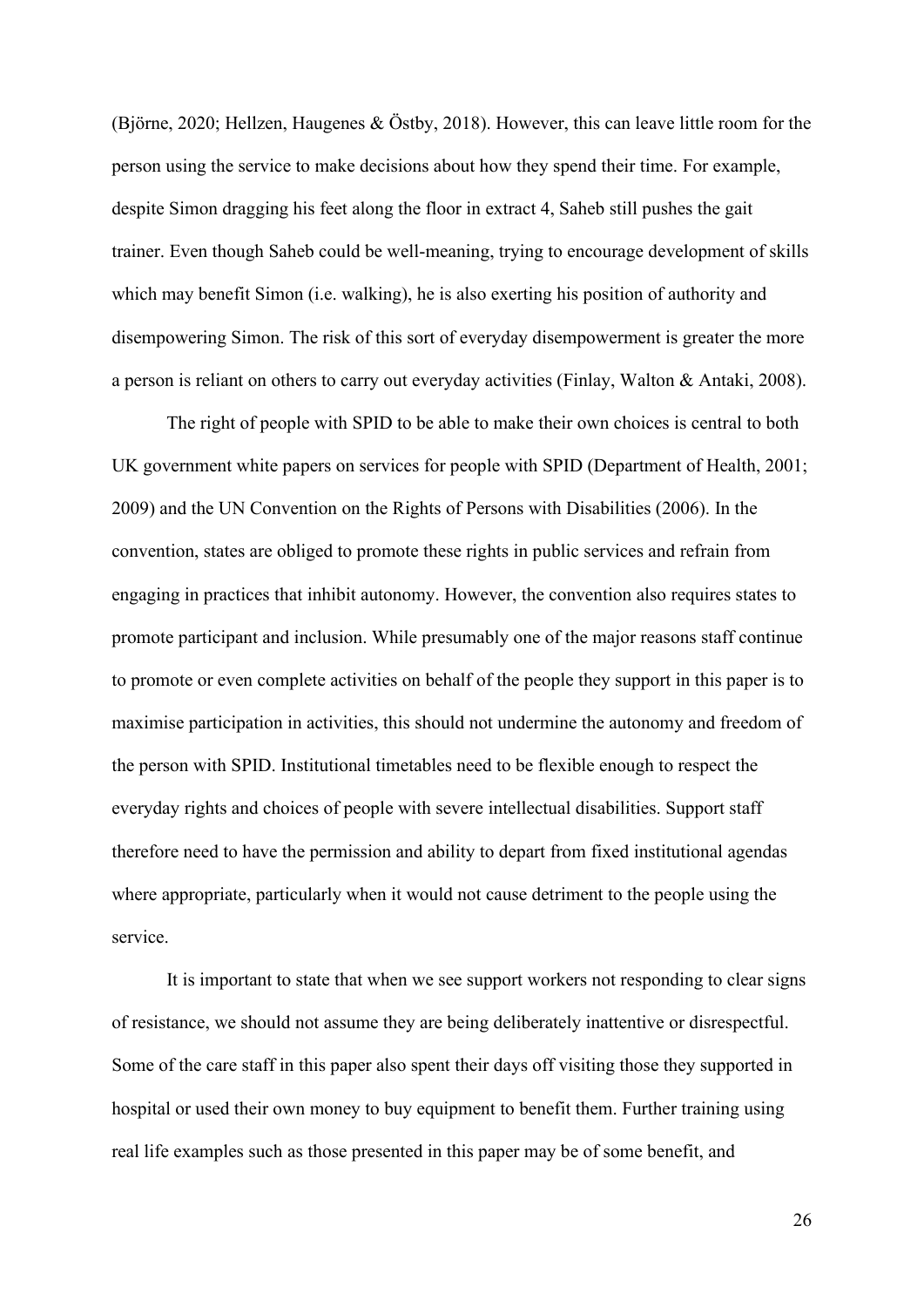(Björne, 2020; Hellzen, Haugenes & Östby, 2018). However, this can leave little room for the person using the service to make decisions about how they spend their time. For example, despite Simon dragging his feet along the floor in extract 4, Saheb still pushes the gait trainer. Even though Saheb could be well-meaning, trying to encourage development of skills which may benefit Simon (i.e. walking), he is also exerting his position of authority and disempowering Simon. The risk of this sort of everyday disempowerment is greater the more a person is reliant on others to carry out everyday activities (Finlay, Walton & Antaki, 2008).

The right of people with SPID to be able to make their own choices is central to both UK government white papers on services for people with SPID (Department of Health, 2001; 2009) and the UN Convention on the Rights of Persons with Disabilities (2006). In the convention, states are obliged to promote these rights in public services and refrain from engaging in practices that inhibit autonomy. However, the convention also requires states to promote participant and inclusion. While presumably one of the major reasons staff continue to promote or even complete activities on behalf of the people they support in this paper is to maximise participation in activities, this should not undermine the autonomy and freedom of the person with SPID. Institutional timetables need to be flexible enough to respect the everyday rights and choices of people with severe intellectual disabilities. Support staff therefore need to have the permission and ability to depart from fixed institutional agendas where appropriate, particularly when it would not cause detriment to the people using the service.

It is important to state that when we see support workers not responding to clear signs of resistance, we should not assume they are being deliberately inattentive or disrespectful. Some of the care staff in this paper also spent their days off visiting those they supported in hospital or used their own money to buy equipment to benefit them. Further training using real life examples such as those presented in this paper may be of some benefit, and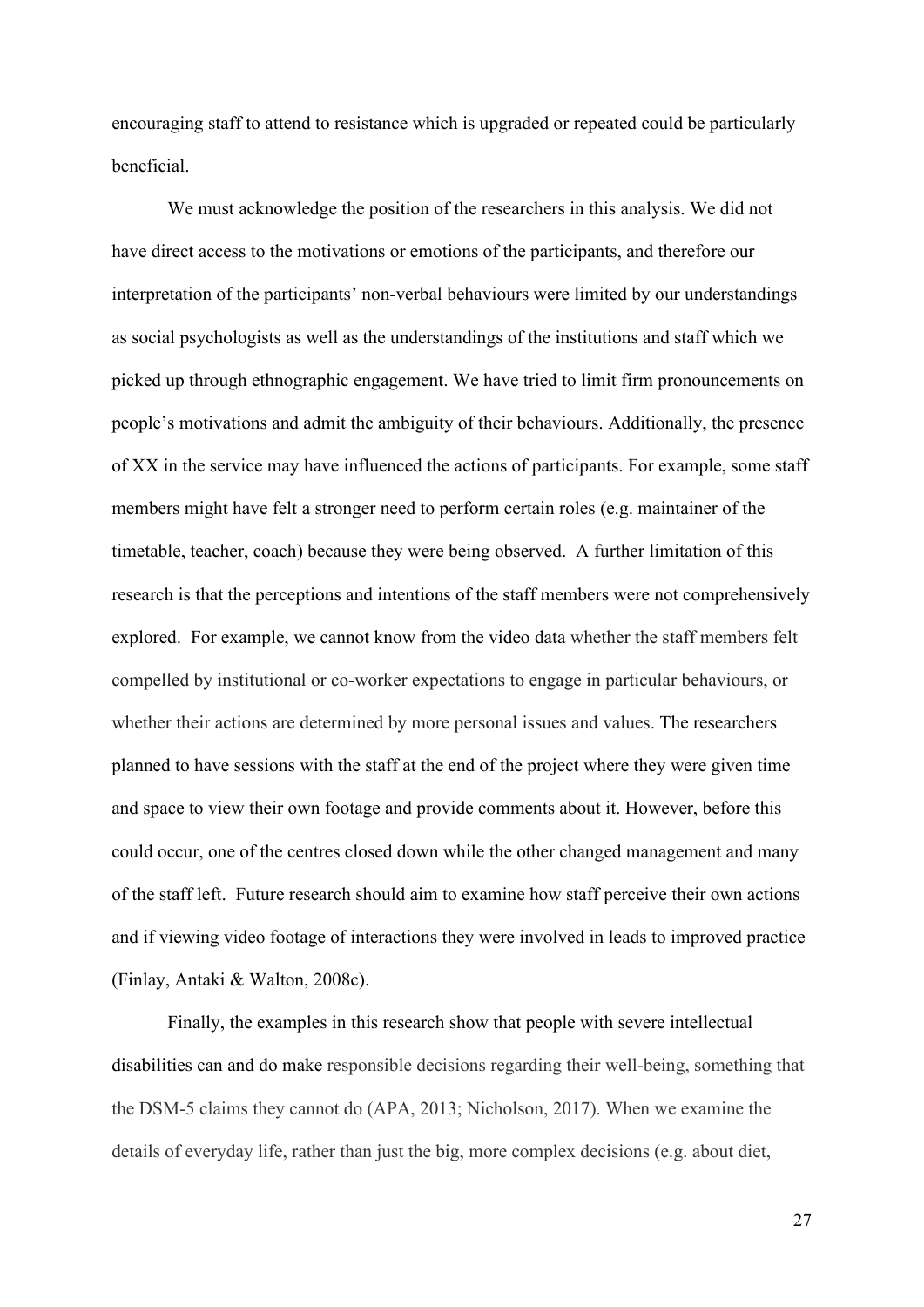encouraging staff to attend to resistance which is upgraded or repeated could be particularly beneficial.

We must acknowledge the position of the researchers in this analysis. We did not have direct access to the motivations or emotions of the participants, and therefore our interpretation of the participants' non-verbal behaviours were limited by our understandings as social psychologists as well as the understandings of the institutions and staff which we picked up through ethnographic engagement. We have tried to limit firm pronouncements on people's motivations and admit the ambiguity of their behaviours. Additionally, the presence of XX in the service may have influenced the actions of participants. For example, some staff members might have felt a stronger need to perform certain roles (e.g. maintainer of the timetable, teacher, coach) because they were being observed. A further limitation of this research is that the perceptions and intentions of the staff members were not comprehensively explored. For example, we cannot know from the video data whether the staff members felt compelled by institutional or co-worker expectations to engage in particular behaviours, or whether their actions are determined by more personal issues and values. The researchers planned to have sessions with the staff at the end of the project where they were given time and space to view their own footage and provide comments about it. However, before this could occur, one of the centres closed down while the other changed management and many of the staff left. Future research should aim to examine how staff perceive their own actions and if viewing video footage of interactions they were involved in leads to improved practice (Finlay, Antaki & Walton, 2008c).

Finally, the examples in this research show that people with severe intellectual disabilities can and do make responsible decisions regarding their well-being, something that the DSM-5 claims they cannot do (APA, 2013; Nicholson, 2017). When we examine the details of everyday life, rather than just the big, more complex decisions (e.g. about diet,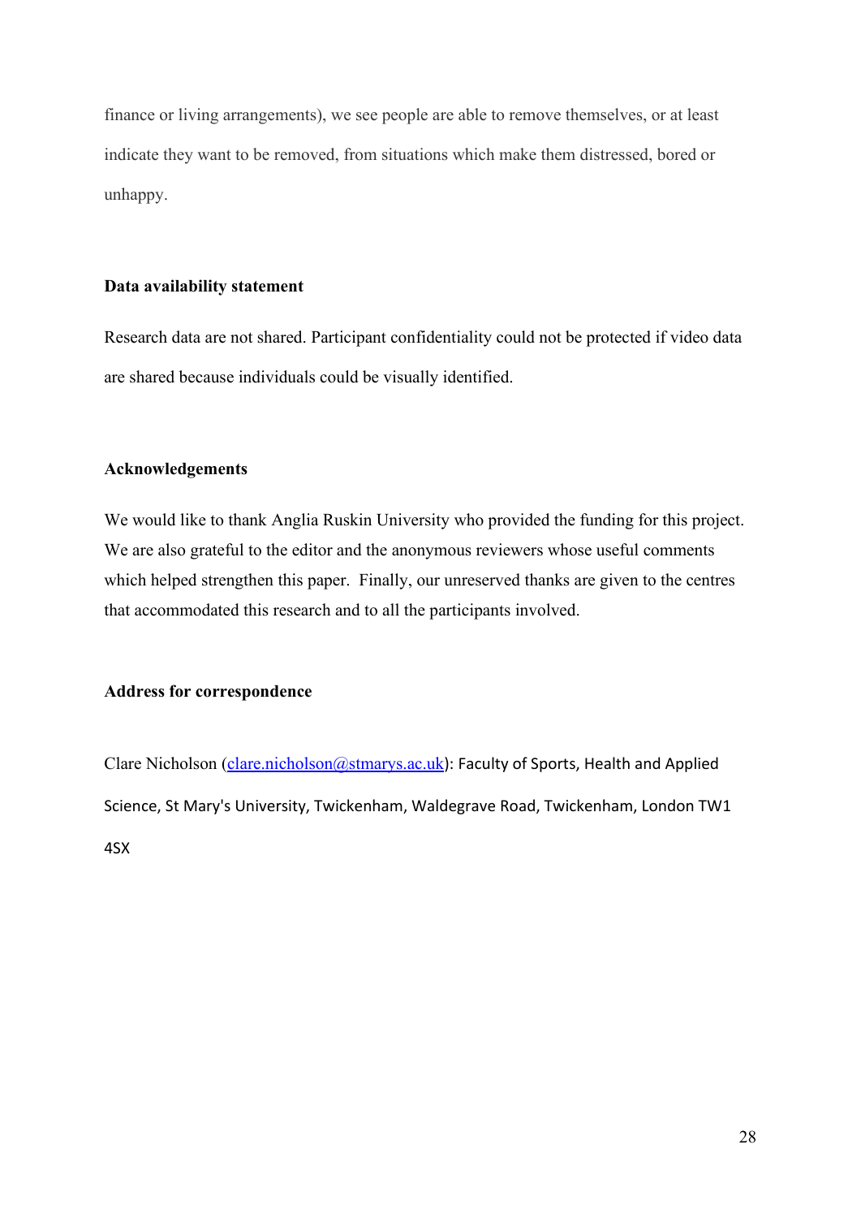finance or living arrangements), we see people are able to remove themselves, or at least indicate they want to be removed, from situations which make them distressed, bored or unhappy.

### Data availability statement

Research data are not shared. Participant confidentiality could not be protected if video data are shared because individuals could be visually identified.

### Acknowledgements

We would like to thank Anglia Ruskin University who provided the funding for this project. We are also grateful to the editor and the anonymous reviewers whose useful comments which helped strengthen this paper.  Finally, our unreserved thanks are given to the centres that accommodated this research and to all the participants involved.

### Address for correspondence

Clare Nicholson (clare.nicholson@stmarys.ac.uk): Faculty of Sports, Health and Applied Science, St Mary's University, Twickenham, Waldegrave Road, Twickenham, London TW1 4SX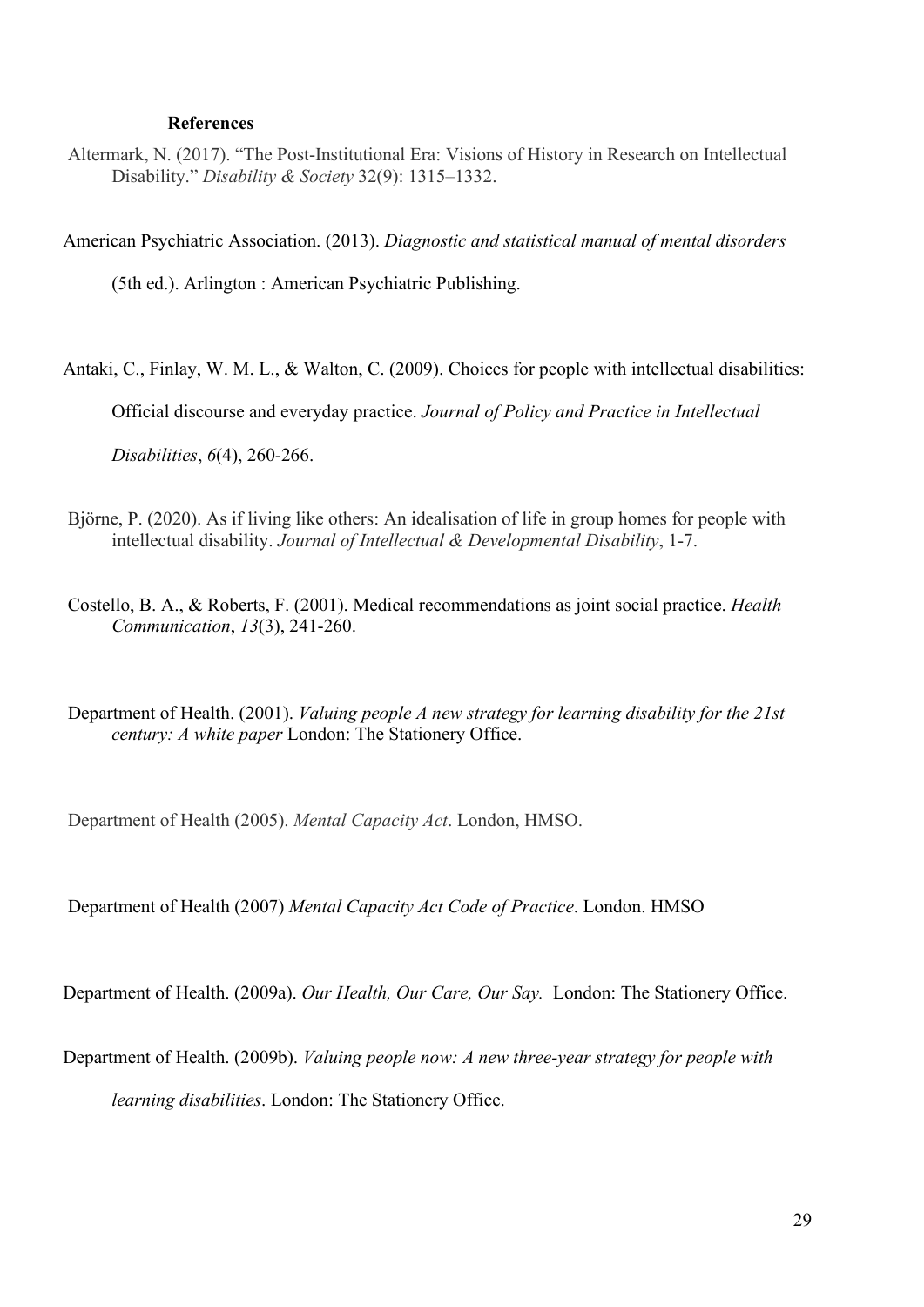**References**

Altermark, N. (2017). "The Post-Institutional Era: Visions of History in Research on Intellectual Disability." *Disability & Society* 32(9): 1315–1332.

American Psychiatric Association. (2013). *Diagnostic and statistical manual of mental disorders* (5th ed.). Arlington : American Psychiatric Publishing.

Antaki, C., Finlay, W. M. L., & Walton, C. (2009). Choices for people with intellectual disabilities: Official discourse and everyday practice. *Journal of Policy and Practice in Intellectual Disabilities*, *6*(4), 260-266.

Björne, P. (2020). As if living like others: An idealisation of life in group homes for people with intellectual disability. *Journal of Intellectual & Developmental Disability*, 1-7.

Costello, B. A., & Roberts, F. (2001). Medical recommendations as joint social practice. *Health Communication*, *13*(3), 241-260.

Department of Health. (2001). *Valuing people A new strategy for learning disability for the 21st century: A white paper* London: The Stationery Office.

Department of Health (2005). *Mental Capacity Act*. London, HMSO.

Department of Health (2007) *Mental Capacity Act Code of Practice*. London. HMSO

Department of Health. (2009a). *Our Health, Our Care, Our Say.* London: The Stationery Office.

Department of Health. (2009b). *Valuing people now: A new three-year strategy for people with learning disabilities*. London: The Stationery Office.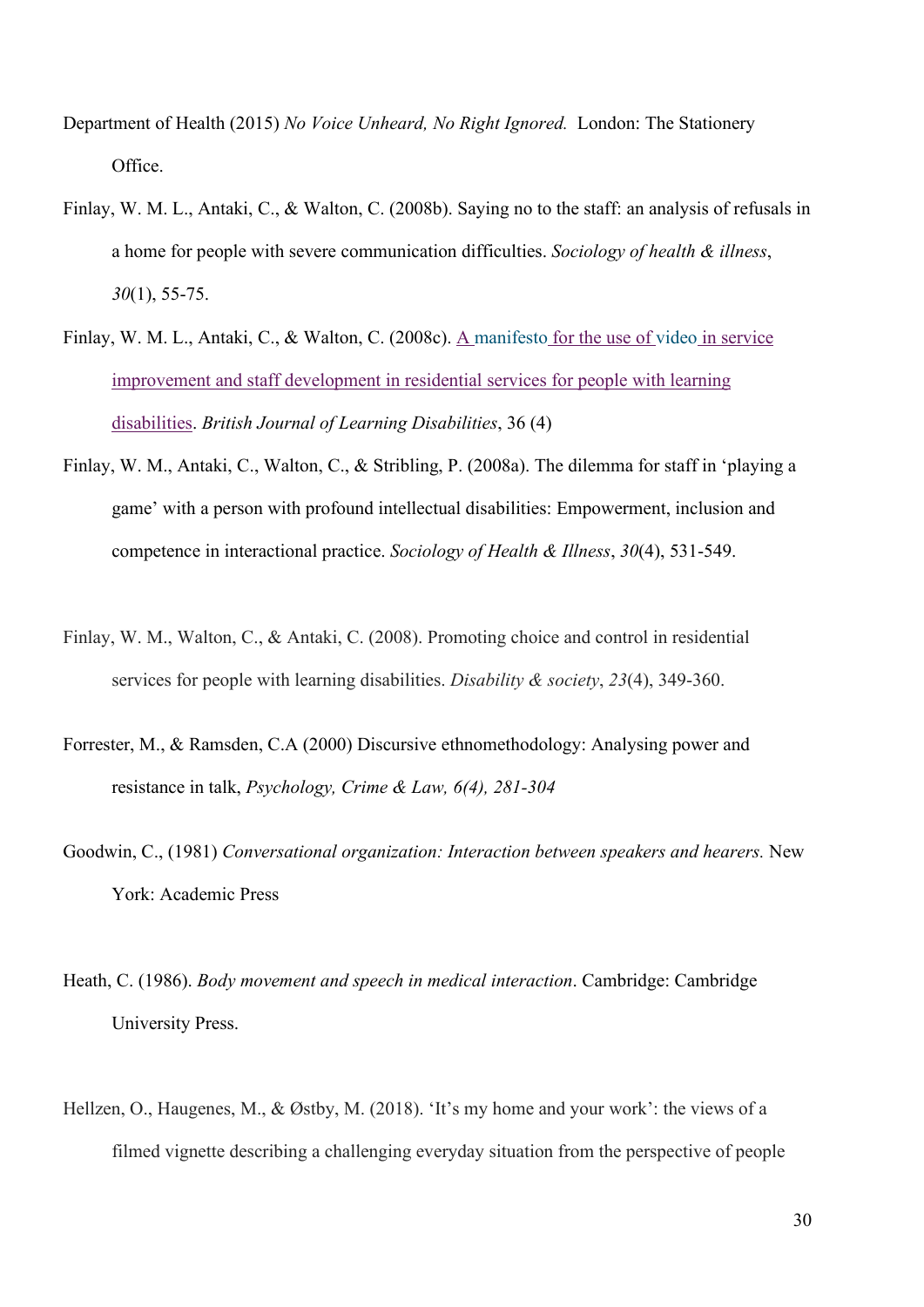Department of Health (2015) *No Voice Unheard, No Right Ignored.* London: The Stationery Office.

Finlay, W. M. L., Antaki, C., & Walton, C. (2008b). Saying no to the staff: an analysis of refusals in a home for people with severe communication difficulties. *Sociology of health & illness*, *30*(1), 55-75.

Finlay, W. M. L., Antaki, C., & Walton, C. (2008c). A manifesto for the use of video in service improvement and staff development in residential services for people with learning disabilities. *British Journal of Learning Disabilities*, 36 (4)

Finlay, W. M., Antaki, C., Walton, C., & Stribling, P. (2008a). The dilemma for staff in 'playing a game' with a person with profound intellectual disabilities: Empowerment, inclusion and competence in interactional practice. *Sociology of Health & Illness*, *30*(4), 531-549.

Finlay, W. M., Walton, C., & Antaki, C. (2008). Promoting choice and control in residential services for people with learning disabilities. *Disability & society*, *23*(4), 349-360.

Forrester, M., & Ramsden, C.A (2000) Discursive ethnomethodology: Analysing power and resistance in talk, *Psychology, Crime & Law, 6(4), 281-304*

Goodwin, C., (1981) *Conversational organization: Interaction between speakers and hearers.* New York: Academic Press

Heath, C. (1986). *Body movement and speech in medical interaction*. Cambridge: Cambridge University Press.

Hellzen, O., Haugenes, M., & Østby, M. (2018). 'It's my home and your work': the views of a filmed vignette describing a challenging everyday situation from the perspective of people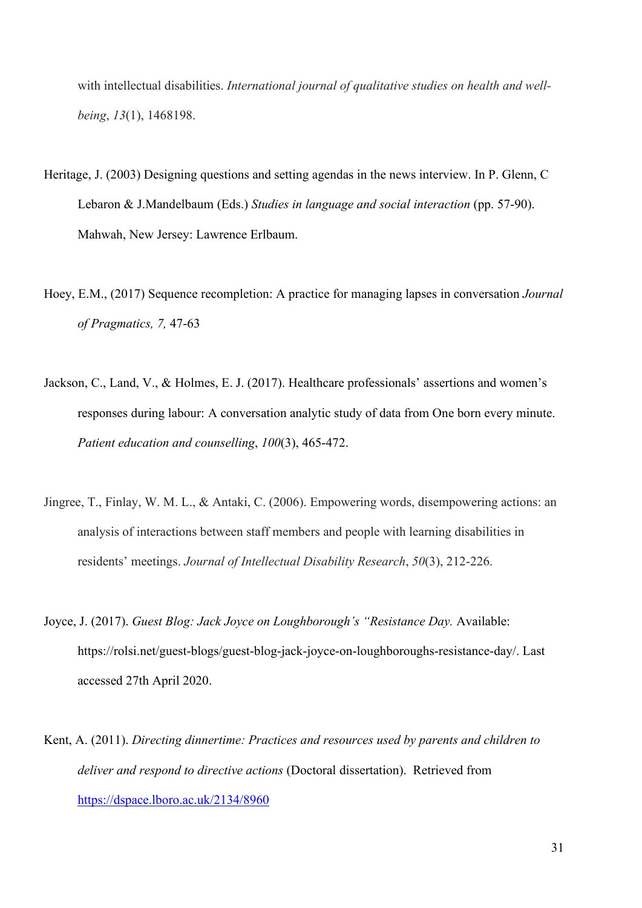with intellectual disabilities. *International journal of qualitative studies on health and well-being*, *13*(1), 1468198.

Heritage, J. (2003) Designing questions and setting agendas in the news interview. In P. Glenn, C Lebaron & J.Mandelbaum (Eds.) *Studies in language and social interaction* (pp. 57-90). Mahwah, New Jersey: Lawrence Erlbaum.

Hoey, E.M., (2017) Sequence recompletion: A practice for managing lapses in conversation *Journal of Pragmatics, 7,* 47-63

Jackson, C., Land, V., & Holmes, E. J. (2017). Healthcare professionals' assertions and women's responses during labour: A conversation analytic study of data from One born every minute. *Patient education and counselling*, *100*(3), 465-472.

Jingree, T., Finlay, W. M. L., & Antaki, C. (2006). Empowering words, disempowering actions: an analysis of interactions between staff members and people with learning disabilities in residents' meetings. *Journal of Intellectual Disability Research*, *50*(3), 212-226.

Joyce, J. (2017). *Guest Blog: Jack Joyce on Loughborough's "Resistance Day.* Available: https://rolsi.net/guest-blogs/guest-blog-jack-joyce-on-loughboroughs-resistance-day/. Last accessed 27th April 2020.

Kent, A. (2011). *Directing dinnertime: Practices and resources used by parents and children to deliver and respond to directive actions* (Doctoral dissertation). Retrieved from https://dspace.lboro.ac.uk/2134/8960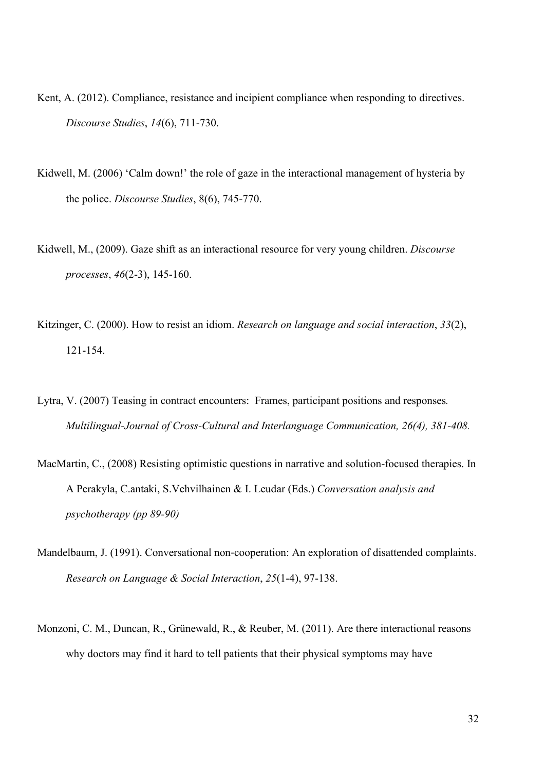Kent, A. (2012). Compliance, resistance and incipient compliance when responding to directives. *Discourse Studies*, *14*(6), 711-730.

Kidwell, M. (2006) 'Calm down!' the role of gaze in the interactional management of hysteria by the police. *Discourse Studies*, 8(6), 745-770.

Kidwell, M., (2009). Gaze shift as an interactional resource for very young children. *Discourse processes*, *46*(2-3), 145-160.

Kitzinger, C. (2000). How to resist an idiom. *Research on language and social interaction*, *33*(2), 121-154.

Lytra, V. (2007) Teasing in contract encounters: Frames, participant positions and responses*. Multilingual-Journal of Cross-Cultural and Interlanguage Communication, 26(4), 381-408.*

MacMartin, C., (2008) Resisting optimistic questions in narrative and solution-focused therapies. In A Perakyla, C.antaki, S.Vehvilhainen & I. Leudar (Eds.) *Conversation analysis and psychotherapy (pp 89-90)*

Mandelbaum, J. (1991). Conversational non-cooperation: An exploration of disattended complaints. *Research on Language & Social Interaction*, *25*(1-4), 97-138.

Monzoni, C. M., Duncan, R., Grünewald, R., & Reuber, M. (2011). Are there interactional reasons why doctors may find it hard to tell patients that their physical symptoms may have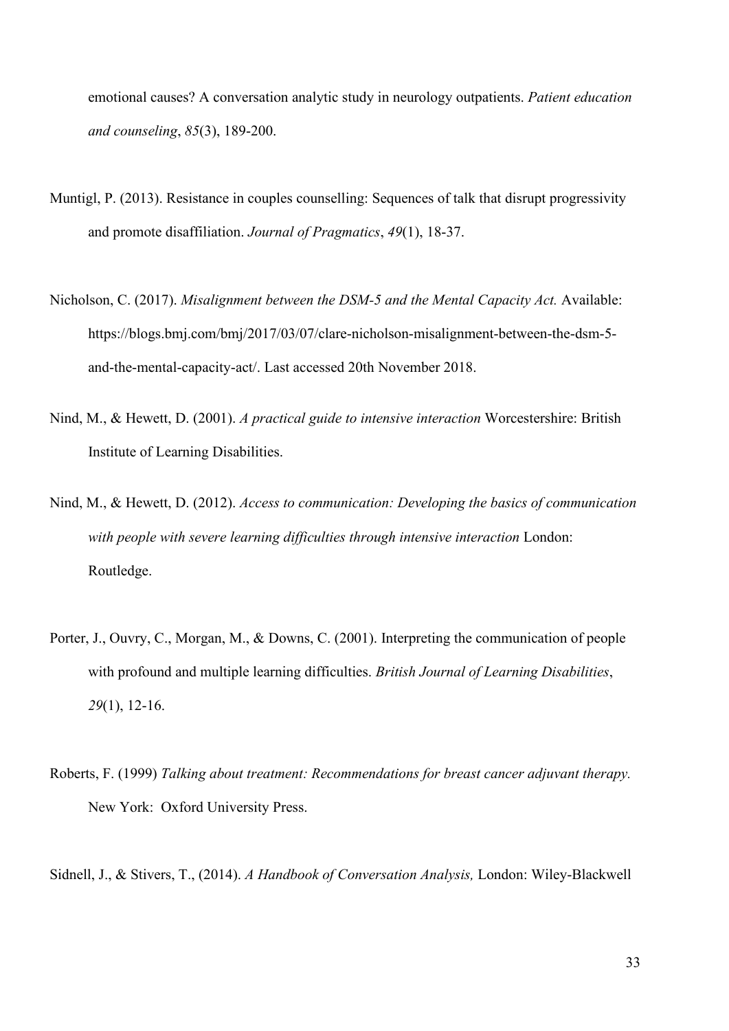emotional causes? A conversation analytic study in neurology outpatients. *Patient education and counseling*, *85*(3), 189-200.

Muntigl, P. (2013). Resistance in couples counselling: Sequences of talk that disrupt progressivity and promote disaffiliation. *Journal of Pragmatics*, *49*(1), 18-37.

Nicholson, C. (2017). *Misalignment between the DSM-5 and the Mental Capacity Act.* Available: https://blogs.bmj.com/bmj/2017/03/07/clare-nicholson-misalignment-between-the-dsm-5-and-the-mental-capacity-act/. Last accessed 20th November 2018.

Nind, M., & Hewett, D. (2001). *A practical guide to intensive interaction* Worcestershire: British Institute of Learning Disabilities.

Nind, M., & Hewett, D. (2012). *Access to communication: Developing the basics of communication with people with severe learning difficulties through intensive interaction* London: Routledge.

Porter, J., Ouvry, C., Morgan, M., & Downs, C. (2001). Interpreting the communication of people with profound and multiple learning difficulties. *British Journal of Learning Disabilities*, *29*(1), 12-16.

Roberts, F. (1999) *Talking about treatment: Recommendations for breast cancer adjuvant therapy.* New York: Oxford University Press.

Sidnell, J., & Stivers, T., (2014). *A Handbook of Conversation Analysis,* London: Wiley-Blackwell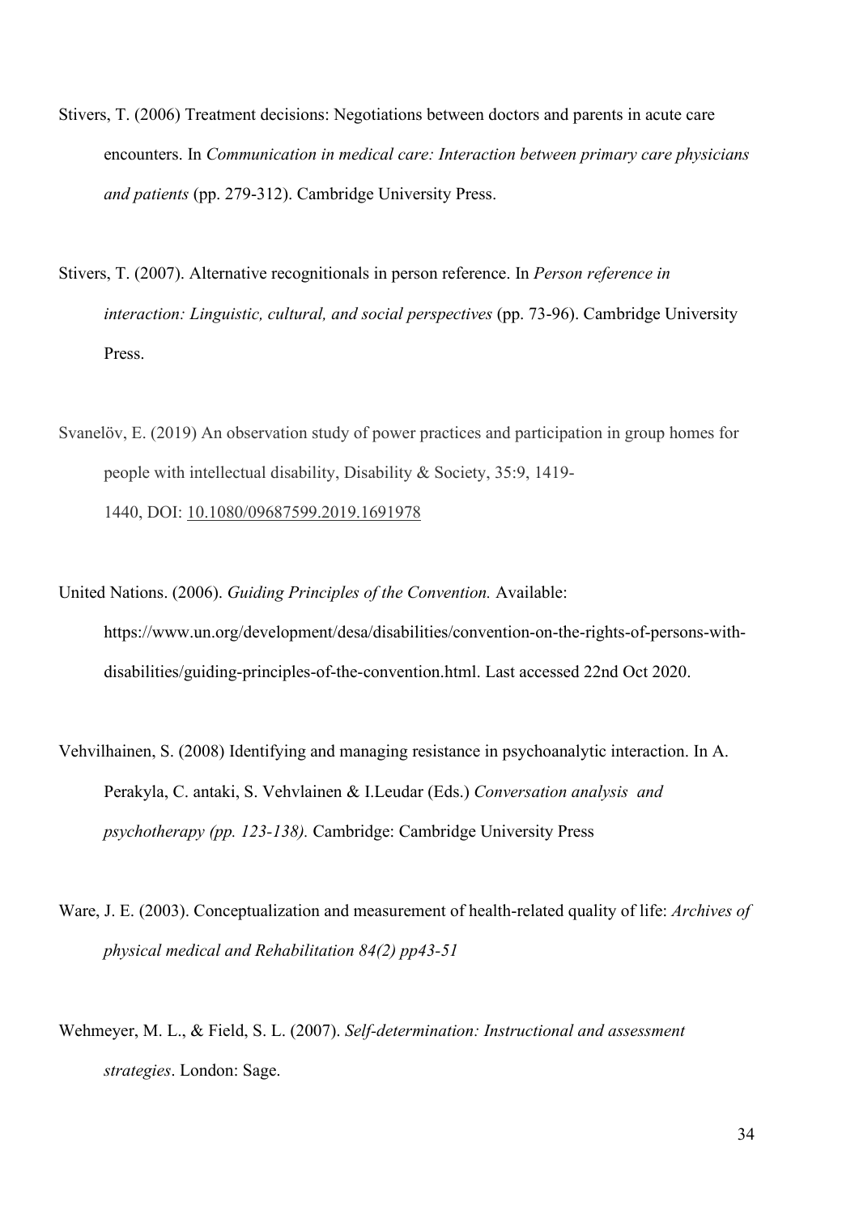Stivers, T. (2006) Treatment decisions: Negotiations between doctors and parents in acute care encounters. In *Communication in medical care: Interaction between primary care physicians and patients* (pp. 279-312). Cambridge University Press.

Stivers, T. (2007). Alternative recognitionals in person reference. In *Person reference in interaction: Linguistic, cultural, and social perspectives* (pp. 73-96). Cambridge University Press.

Svanelöv, E. (2019) An observation study of power practices and participation in group homes for people with intellectual disability, Disability & Society, 35:9, 1419-1440, DOI: 10.1080/09687599.2019.1691978

United Nations. (2006). *Guiding Principles of the Convention.* Available: https://www.un.org/development/desa/disabilities/convention-on-the-rights-of-persons-with-disabilities/guiding-principles-of-the-convention.html. Last accessed 22nd Oct 2020.

Vehvilhainen, S. (2008) Identifying and managing resistance in psychoanalytic interaction. In A. Perakyla, C. antaki, S. Vehvlainen & I.Leudar (Eds.) *Conversation analysis and psychotherapy (pp. 123-138).* Cambridge: Cambridge University Press

Ware, J. E. (2003). Conceptualization and measurement of health-related quality of life: *Archives of physical medical and Rehabilitation 84(2) pp43-51*

Wehmeyer, M. L., & Field, S. L. (2007). *Self-determination: Instructional and assessment strategies*. London: Sage.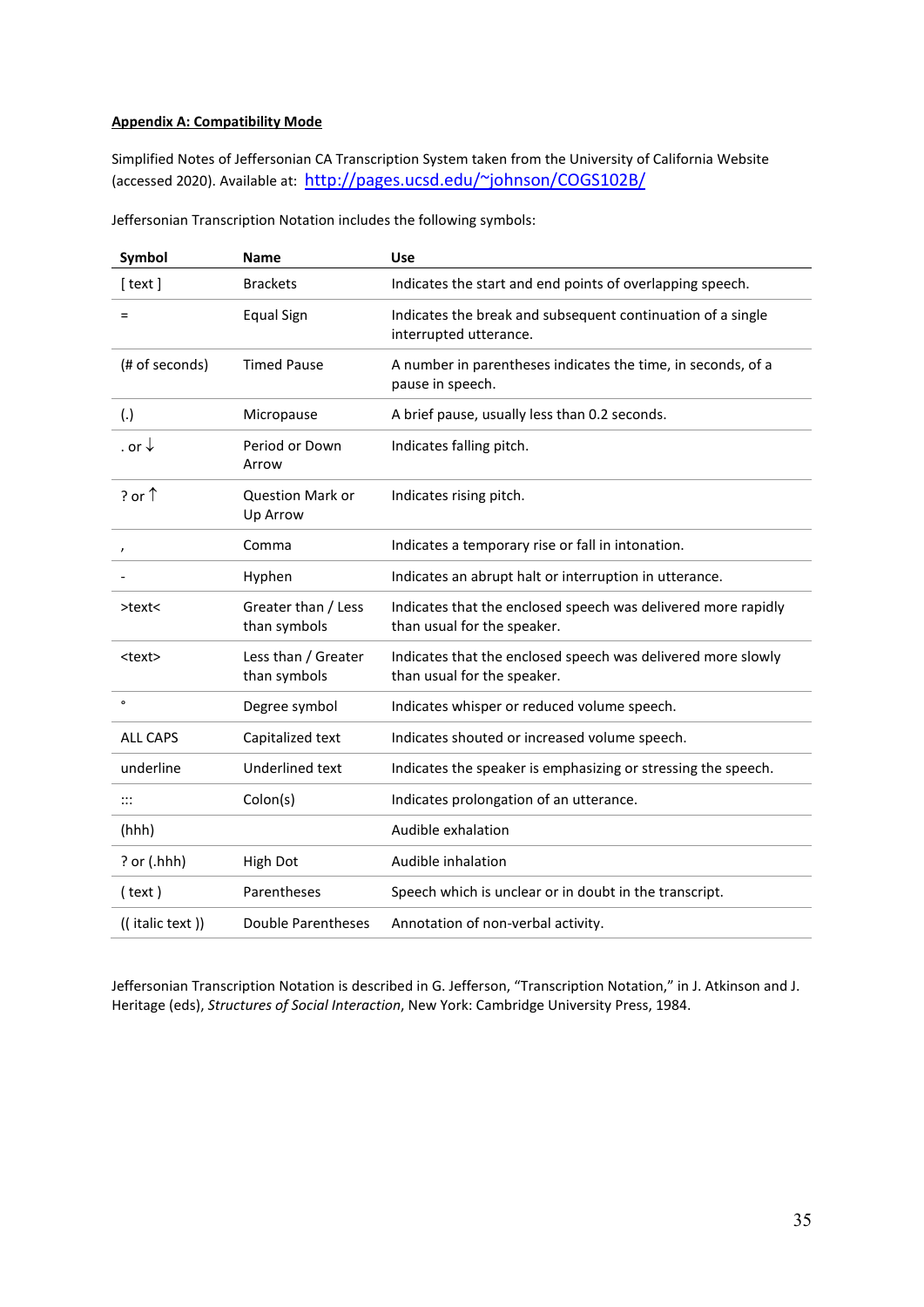**Appendix A: Compatibility Mode**

Simplified Notes of Jeffersonian CA Transcription System taken from the University of California Website (accessed 2020). Available at: http://pages.ucsd.edu/~johnson/COGS102B/

Jeffersonian Transcription Notation includes the following symbols:

| Symbol | Name | Use |
|---|---|---|
| [ text ] | Brackets | Indicates the start and end points of overlapping speech. |
| = | Equal Sign | Indicates the break and subsequent continuation of a single interrupted utterance. |
| (# of seconds) | Timed Pause | A number in parentheses indicates the time, in seconds, of a pause in speech. |
| (.) | Micropause | A brief pause, usually less than 0.2 seconds. |
| . or ↓ | Period or Down Arrow | Indicates falling pitch. |
| ? or ↑ | Question Mark or Up Arrow | Indicates rising pitch. |
| , | Comma | Indicates a temporary rise or fall in intonation. |
| - | Hyphen | Indicates an abrupt halt or interruption in utterance. |
| >text< | Greater than / Less than symbols | Indicates that the enclosed speech was delivered more rapidly than usual for the speaker. |
| <text> | Less than / Greater than symbols | Indicates that the enclosed speech was delivered more slowly than usual for the speaker. |
| ° | Degree symbol | Indicates whisper or reduced volume speech. |
| ALL CAPS | Capitalized text | Indicates shouted or increased volume speech. |
| <u>underline</u> | Underlined text | Indicates the speaker is emphasizing or stressing the speech. |
| ::: | Colon(s) | Indicates prolongation of an utterance. |
| (hhh) | | Audible exhalation |
| ? or (.hhh) | High Dot | Audible inhalation |
| ( text ) | Parentheses | Speech which is unclear or in doubt in the transcript. |
| (( *italic text* )) | Double Parentheses | Annotation of non-verbal activity. |

Jeffersonian Transcription Notation is described in G. Jefferson, "Transcription Notation," in J. Atkinson and J. Heritage (eds), *Structures of Social Interaction*, New York: Cambridge University Press, 1984.